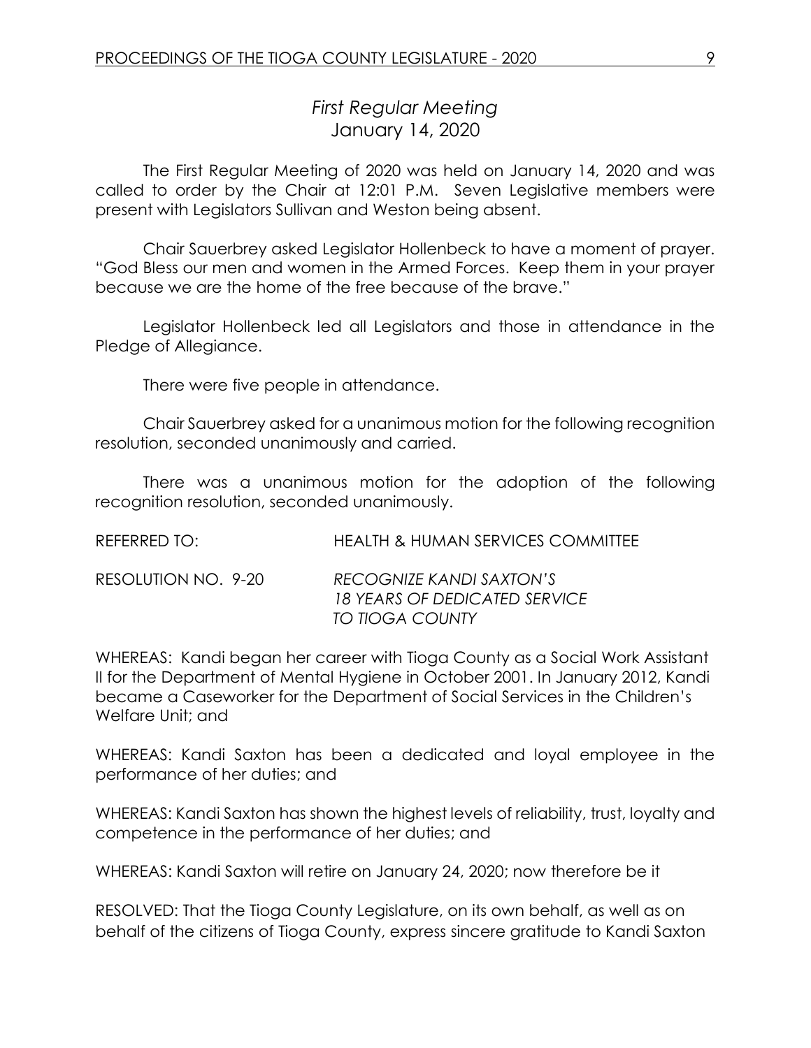## *First Regular Meeting*
## January 14, 2020

The First Regular Meeting of 2020 was held on January 14, 2020 and was called to order by the Chair at 12:01 P.M. Seven Legislative members were present with Legislators Sullivan and Weston being absent.

Chair Sauerbrey asked Legislator Hollenbeck to have a moment of prayer. "God Bless our men and women in the Armed Forces. Keep them in your prayer because we are the home of the free because of the brave."

Legislator Hollenbeck led all Legislators and those in attendance in the Pledge of Allegiance.

There were five people in attendance.

Chair Sauerbrey asked for a unanimous motion for the following recognition resolution, seconded unanimously and carried.

There was a unanimous motion for the adoption of the following recognition resolution, seconded unanimously.

REFERRED TO: HEALTH & HUMAN SERVICES COMMITTEE

RESOLUTION NO. 9-20 *RECOGNIZE KANDI SAXTON'S 18 YEARS OF DEDICATED SERVICE TO TIOGA COUNTY*

WHEREAS: Kandi began her career with Tioga County as a Social Work Assistant II for the Department of Mental Hygiene in October 2001. In January 2012, Kandi became a Caseworker for the Department of Social Services in the Children's Welfare Unit; and

WHEREAS: Kandi Saxton has been a dedicated and loyal employee in the performance of her duties; and

WHEREAS: Kandi Saxton has shown the highest levels of reliability, trust, loyalty and competence in the performance of her duties; and

WHEREAS: Kandi Saxton will retire on January 24, 2020; now therefore be it

RESOLVED: That the Tioga County Legislature, on its own behalf, as well as on behalf of the citizens of Tioga County, express sincere gratitude to Kandi Saxton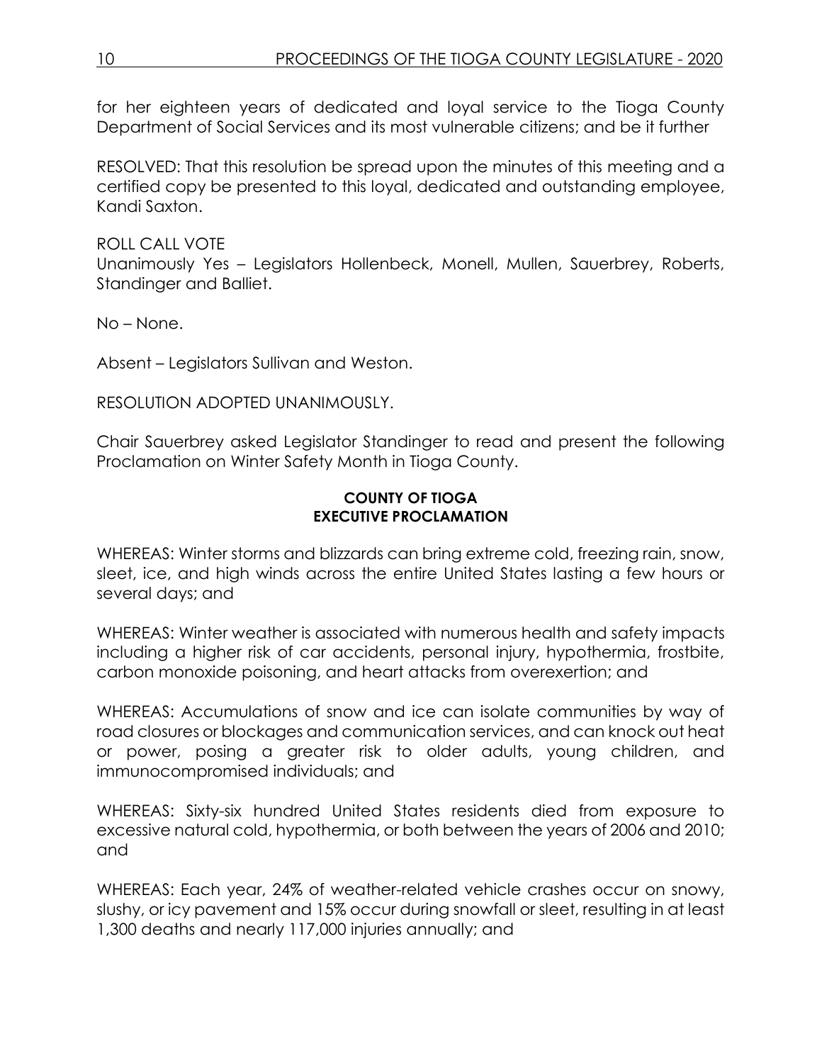for her eighteen years of dedicated and loyal service to the Tioga County Department of Social Services and its most vulnerable citizens; and be it further

RESOLVED: That this resolution be spread upon the minutes of this meeting and a certified copy be presented to this loyal, dedicated and outstanding employee, Kandi Saxton.

ROLL CALL VOTE
Unanimously Yes – Legislators Hollenbeck, Monell, Mullen, Sauerbrey, Roberts, Standinger and Balliet.

No – None.

Absent – Legislators Sullivan and Weston.

RESOLUTION ADOPTED UNANIMOUSLY.

Chair Sauerbrey asked Legislator Standinger to read and present the following Proclamation on Winter Safety Month in Tioga County.

**COUNTY OF TIOGA**
**EXECUTIVE PROCLAMATION**

WHEREAS: Winter storms and blizzards can bring extreme cold, freezing rain, snow, sleet, ice, and high winds across the entire United States lasting a few hours or several days; and

WHEREAS: Winter weather is associated with numerous health and safety impacts including a higher risk of car accidents, personal injury, hypothermia, frostbite, carbon monoxide poisoning, and heart attacks from overexertion; and

WHEREAS: Accumulations of snow and ice can isolate communities by way of road closures or blockages and communication services, and can knock out heat or power, posing a greater risk to older adults, young children, and immunocompromised individuals; and

WHEREAS: Sixty-six hundred United States residents died from exposure to excessive natural cold, hypothermia, or both between the years of 2006 and 2010; and

WHEREAS: Each year, 24% of weather-related vehicle crashes occur on snowy, slushy, or icy pavement and 15% occur during snowfall or sleet, resulting in at least 1,300 deaths and nearly 117,000 injuries annually; and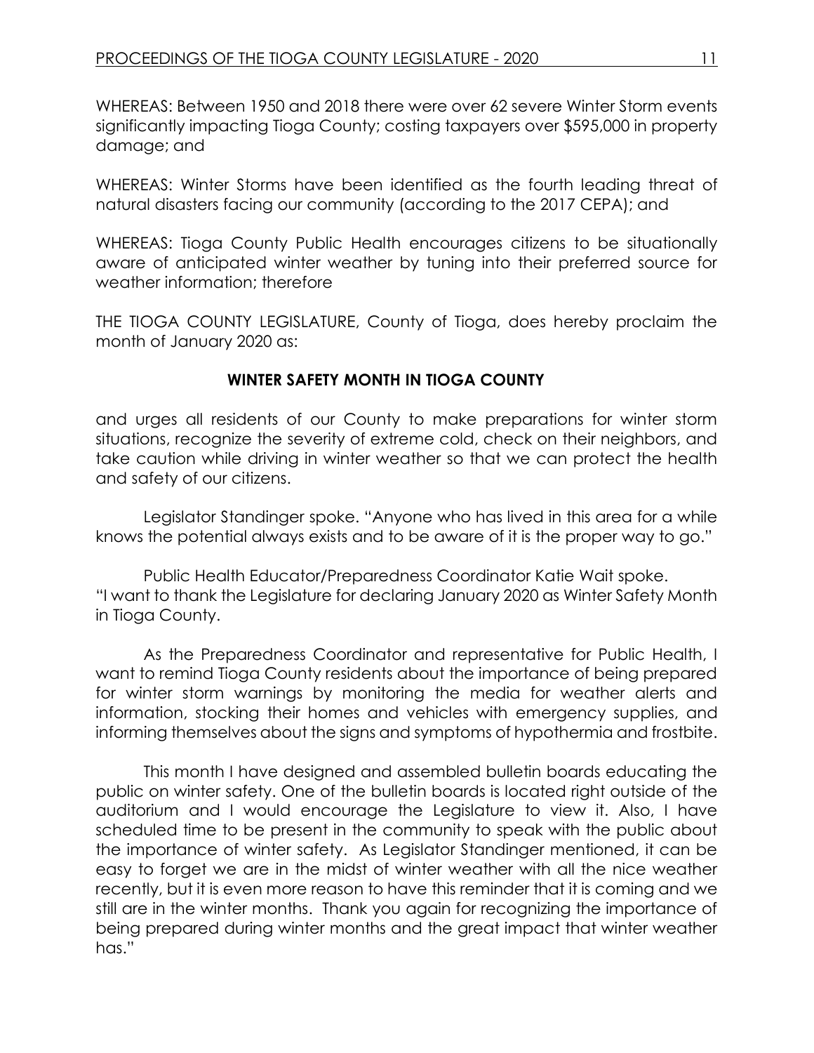WHEREAS: Between 1950 and 2018 there were over 62 severe Winter Storm events significantly impacting Tioga County; costing taxpayers over $595,000 in property damage; and

WHEREAS: Winter Storms have been identified as the fourth leading threat of natural disasters facing our community (according to the 2017 CEPA); and

WHEREAS: Tioga County Public Health encourages citizens to be situationally aware of anticipated winter weather by tuning into their preferred source for weather information; therefore

THE TIOGA COUNTY LEGISLATURE, County of Tioga, does hereby proclaim the month of January 2020 as:

**WINTER SAFETY MONTH IN TIOGA COUNTY**

and urges all residents of our County to make preparations for winter storm situations, recognize the severity of extreme cold, check on their neighbors, and take caution while driving in winter weather so that we can protect the health and safety of our citizens.

Legislator Standinger spoke. "Anyone who has lived in this area for a while knows the potential always exists and to be aware of it is the proper way to go."

Public Health Educator/Preparedness Coordinator Katie Wait spoke. "I want to thank the Legislature for declaring January 2020 as Winter Safety Month in Tioga County.

As the Preparedness Coordinator and representative for Public Health, I want to remind Tioga County residents about the importance of being prepared for winter storm warnings by monitoring the media for weather alerts and information, stocking their homes and vehicles with emergency supplies, and informing themselves about the signs and symptoms of hypothermia and frostbite.

This month I have designed and assembled bulletin boards educating the public on winter safety. One of the bulletin boards is located right outside of the auditorium and I would encourage the Legislature to view it. Also, I have scheduled time to be present in the community to speak with the public about the importance of winter safety. As Legislator Standinger mentioned, it can be easy to forget we are in the midst of winter weather with all the nice weather recently, but it is even more reason to have this reminder that it is coming and we still are in the winter months. Thank you again for recognizing the importance of being prepared during winter months and the great impact that winter weather has."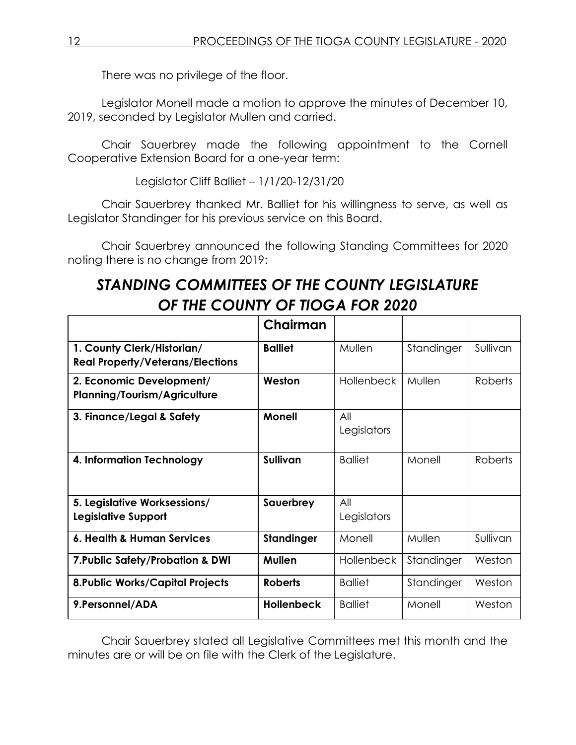There was no privilege of the floor.

Legislator Monell made a motion to approve the minutes of December 10, 2019, seconded by Legislator Mullen and carried.

Chair Sauerbrey made the following appointment to the Cornell Cooperative Extension Board for a one-year term:

Legislator Cliff Balliet – 1/1/20-12/31/20

Chair Sauerbrey thanked Mr. Balliet for his willingness to serve, as well as Legislator Standinger for his previous service on this Board.

Chair Sauerbrey announced the following Standing Committees for 2020 noting there is no change from 2019:

## *STANDING COMMITTEES OF THE COUNTY LEGISLATURE OF THE COUNTY OF TIOGA FOR 2020*

| | **Chairman** | | | |
|---|---|---|---|---|
| **1. County Clerk/Historian/ Real Property/Veterans/Elections** | **Balliet** | Mullen | Standinger | Sullivan |
| **2. Economic Development/ Planning/Tourism/Agriculture** | **Weston** | Hollenbeck | Mullen | Roberts |
| **3. Finance/Legal & Safety** | **Monell** | All Legislators | | |
| **4. Information Technology** | **Sullivan** | Balliet | Monell | Roberts |
| **5. Legislative Worksessions/ Legislative Support** | **Sauerbrey** | All Legislators | | |
| **6. Health & Human Services** | **Standinger** | Monell | Mullen | Sullivan |
| **7.Public Safety/Probation & DWI** | **Mullen** | Hollenbeck | Standinger | Weston |
| **8.Public Works/Capital Projects** | **Roberts** | Balliet | Standinger | Weston |
| **9.Personnel/ADA** | **Hollenbeck** | Balliet | Monell | Weston |

Chair Sauerbrey stated all Legislative Committees met this month and the minutes are or will be on file with the Clerk of the Legislature.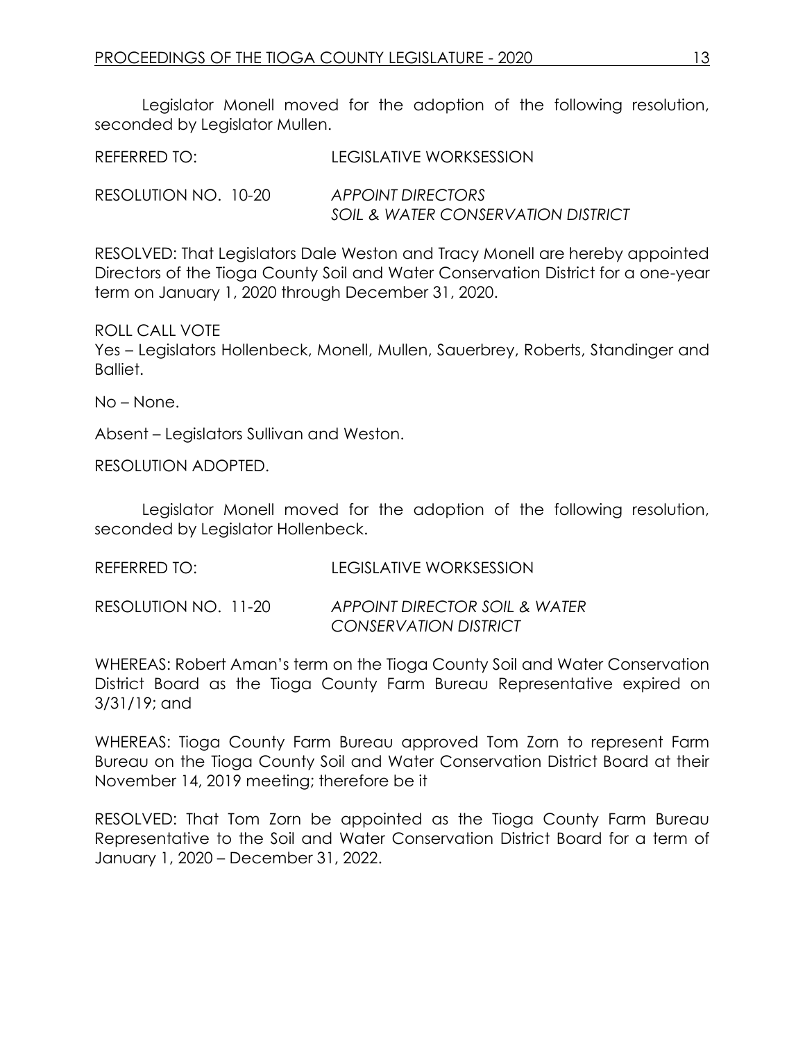Legislator Monell moved for the adoption of the following resolution, seconded by Legislator Mullen.

REFERRED TO: LEGISLATIVE WORKSESSION

RESOLUTION NO. 10-20 *APPOINT DIRECTORS SOIL & WATER CONSERVATION DISTRICT*

RESOLVED: That Legislators Dale Weston and Tracy Monell are hereby appointed Directors of the Tioga County Soil and Water Conservation District for a one-year term on January 1, 2020 through December 31, 2020.

ROLL CALL VOTE
Yes – Legislators Hollenbeck, Monell, Mullen, Sauerbrey, Roberts, Standinger and Balliet.

No – None.

Absent – Legislators Sullivan and Weston.

RESOLUTION ADOPTED.

Legislator Monell moved for the adoption of the following resolution, seconded by Legislator Hollenbeck.

REFERRED TO: LEGISLATIVE WORKSESSION

RESOLUTION NO. 11-20 *APPOINT DIRECTOR SOIL & WATER CONSERVATION DISTRICT*

WHEREAS: Robert Aman's term on the Tioga County Soil and Water Conservation District Board as the Tioga County Farm Bureau Representative expired on 3/31/19; and

WHEREAS: Tioga County Farm Bureau approved Tom Zorn to represent Farm Bureau on the Tioga County Soil and Water Conservation District Board at their November 14, 2019 meeting; therefore be it

RESOLVED: That Tom Zorn be appointed as the Tioga County Farm Bureau Representative to the Soil and Water Conservation District Board for a term of January 1, 2020 – December 31, 2022.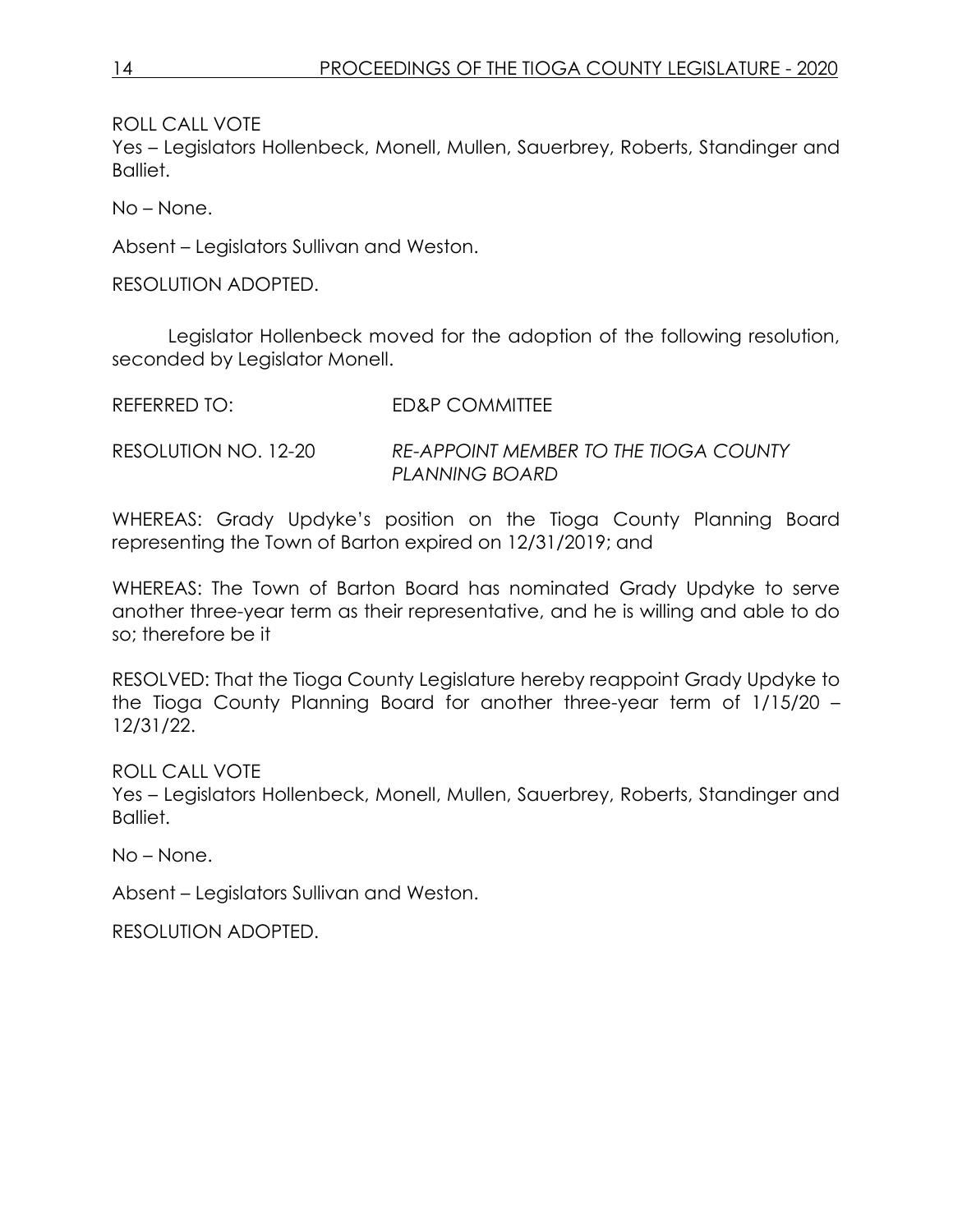ROLL CALL VOTE
Yes – Legislators Hollenbeck, Monell, Mullen, Sauerbrey, Roberts, Standinger and Balliet.

No – None.

Absent – Legislators Sullivan and Weston.

RESOLUTION ADOPTED.

Legislator Hollenbeck moved for the adoption of the following resolution, seconded by Legislator Monell.

REFERRED TO: ED&P COMMITTEE

RESOLUTION NO. 12-20 *RE-APPOINT MEMBER TO THE TIOGA COUNTY PLANNING BOARD*

WHEREAS: Grady Updyke's position on the Tioga County Planning Board representing the Town of Barton expired on 12/31/2019; and

WHEREAS: The Town of Barton Board has nominated Grady Updyke to serve another three-year term as their representative, and he is willing and able to do so; therefore be it

RESOLVED: That the Tioga County Legislature hereby reappoint Grady Updyke to the Tioga County Planning Board for another three-year term of 1/15/20 – 12/31/22.

ROLL CALL VOTE
Yes – Legislators Hollenbeck, Monell, Mullen, Sauerbrey, Roberts, Standinger and Balliet.

No – None.

Absent – Legislators Sullivan and Weston.

RESOLUTION ADOPTED.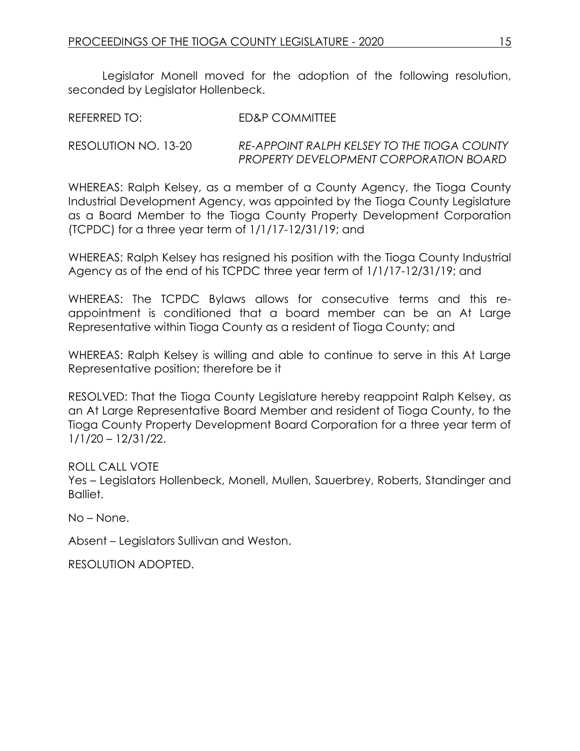Legislator Monell moved for the adoption of the following resolution, seconded by Legislator Hollenbeck.

REFERRED TO: ED&P COMMITTEE

RESOLUTION NO. 13-20 *RE-APPOINT RALPH KELSEY TO THE TIOGA COUNTY PROPERTY DEVELOPMENT CORPORATION BOARD*

WHEREAS: Ralph Kelsey, as a member of a County Agency, the Tioga County Industrial Development Agency, was appointed by the Tioga County Legislature as a Board Member to the Tioga County Property Development Corporation (TCPDC) for a three year term of 1/1/17-12/31/19; and

WHEREAS: Ralph Kelsey has resigned his position with the Tioga County Industrial Agency as of the end of his TCPDC three year term of 1/1/17-12/31/19; and

WHEREAS: The TCPDC Bylaws allows for consecutive terms and this re-appointment is conditioned that a board member can be an At Large Representative within Tioga County as a resident of Tioga County; and

WHEREAS: Ralph Kelsey is willing and able to continue to serve in this At Large Representative position; therefore be it

RESOLVED: That the Tioga County Legislature hereby reappoint Ralph Kelsey, as an At Large Representative Board Member and resident of Tioga County, to the Tioga County Property Development Board Corporation for a three year term of 1/1/20 – 12/31/22.

ROLL CALL VOTE

Yes – Legislators Hollenbeck, Monell, Mullen, Sauerbrey, Roberts, Standinger and Balliet.

No – None.

Absent – Legislators Sullivan and Weston.

RESOLUTION ADOPTED.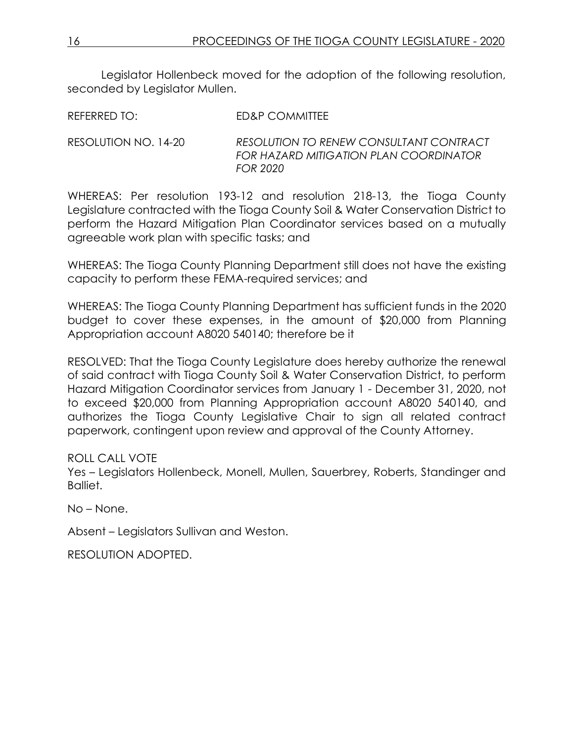Legislator Hollenbeck moved for the adoption of the following resolution, seconded by Legislator Mullen.

REFERRED TO: ED&P COMMITTEE

RESOLUTION NO. 14-20 *RESOLUTION TO RENEW CONSULTANT CONTRACT FOR HAZARD MITIGATION PLAN COORDINATOR FOR 2020*

WHEREAS: Per resolution 193-12 and resolution 218-13, the Tioga County Legislature contracted with the Tioga County Soil & Water Conservation District to perform the Hazard Mitigation Plan Coordinator services based on a mutually agreeable work plan with specific tasks; and

WHEREAS: The Tioga County Planning Department still does not have the existing capacity to perform these FEMA-required services; and

WHEREAS: The Tioga County Planning Department has sufficient funds in the 2020 budget to cover these expenses, in the amount of $20,000 from Planning Appropriation account A8020 540140; therefore be it

RESOLVED: That the Tioga County Legislature does hereby authorize the renewal of said contract with Tioga County Soil & Water Conservation District, to perform Hazard Mitigation Coordinator services from January 1 - December 31, 2020, not to exceed $20,000 from Planning Appropriation account A8020 540140, and authorizes the Tioga County Legislative Chair to sign all related contract paperwork, contingent upon review and approval of the County Attorney.

ROLL CALL VOTE
Yes – Legislators Hollenbeck, Monell, Mullen, Sauerbrey, Roberts, Standinger and Balliet.

No – None.

Absent – Legislators Sullivan and Weston.

RESOLUTION ADOPTED.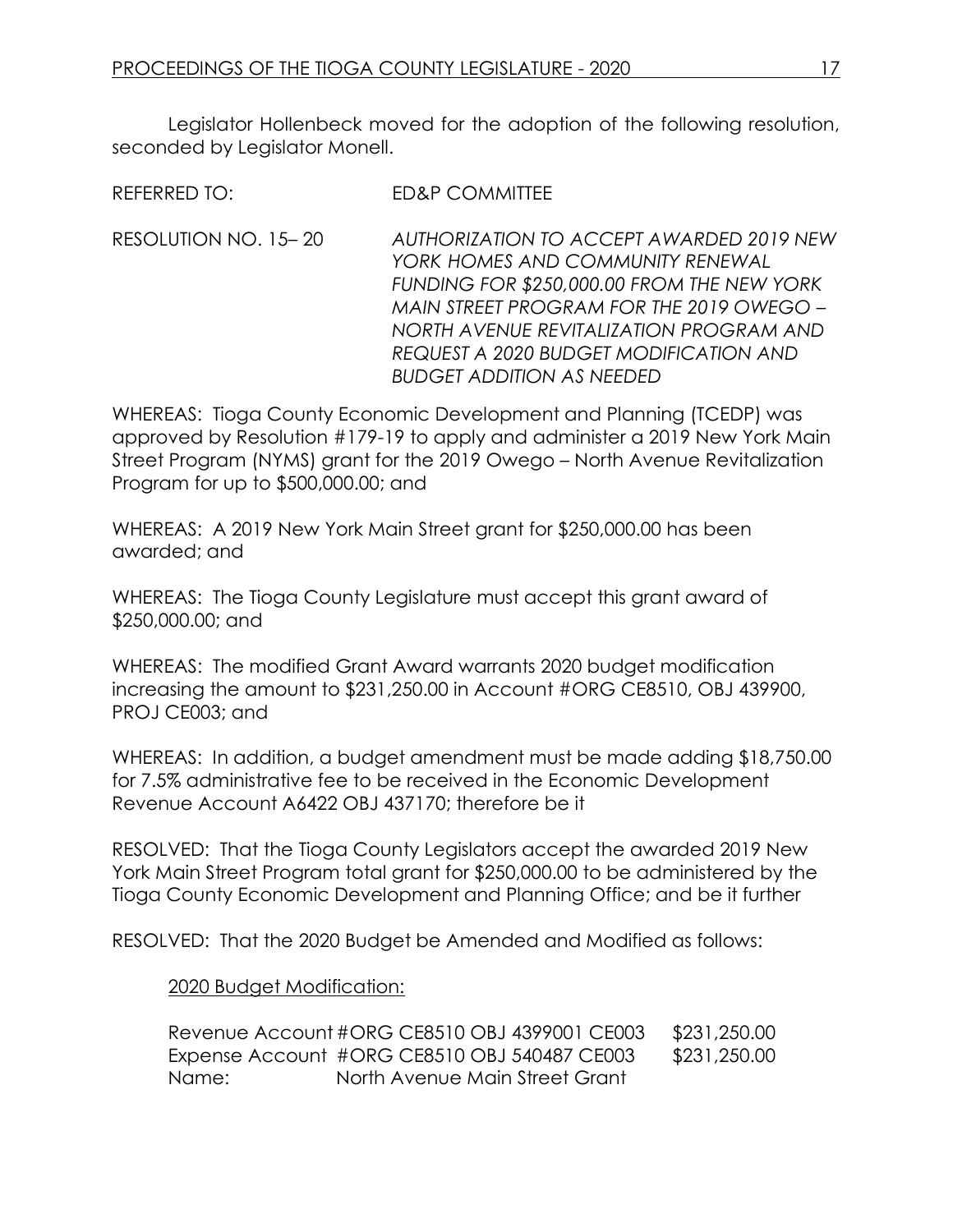Legislator Hollenbeck moved for the adoption of the following resolution, seconded by Legislator Monell.

REFERRED TO: ED&P COMMITTEE

RESOLUTION NO. 15– 20 *AUTHORIZATION TO ACCEPT AWARDED 2019 NEW YORK HOMES AND COMMUNITY RENEWAL FUNDING FOR $250,000.00 FROM THE NEW YORK MAIN STREET PROGRAM FOR THE 2019 OWEGO – NORTH AVENUE REVITALIZATION PROGRAM AND REQUEST A 2020 BUDGET MODIFICATION AND BUDGET ADDITION AS NEEDED*

WHEREAS: Tioga County Economic Development and Planning (TCEDP) was approved by Resolution #179-19 to apply and administer a 2019 New York Main Street Program (NYMS) grant for the 2019 Owego – North Avenue Revitalization Program for up to $500,000.00; and

WHEREAS: A 2019 New York Main Street grant for $250,000.00 has been awarded; and

WHEREAS: The Tioga County Legislature must accept this grant award of $250,000.00; and

WHEREAS: The modified Grant Award warrants 2020 budget modification increasing the amount to $231,250.00 in Account #ORG CE8510, OBJ 439900, PROJ CE003; and

WHEREAS: In addition, a budget amendment must be made adding $18,750.00 for 7.5% administrative fee to be received in the Economic Development Revenue Account A6422 OBJ 437170; therefore be it

RESOLVED: That the Tioga County Legislators accept the awarded 2019 New York Main Street Program total grant for $250,000.00 to be administered by the Tioga County Economic Development and Planning Office; and be it further

RESOLVED: That the 2020 Budget be Amended and Modified as follows:

<u>2020 Budget Modification:</u>

| | | |
|---|---|---|
| Revenue Account | #ORG CE8510 OBJ 4399001 CE003 | $231,250.00 |
| Expense Account | #ORG CE8510 OBJ 540487 CE003 | $231,250.00 |
| Name: | North Avenue Main Street Grant | |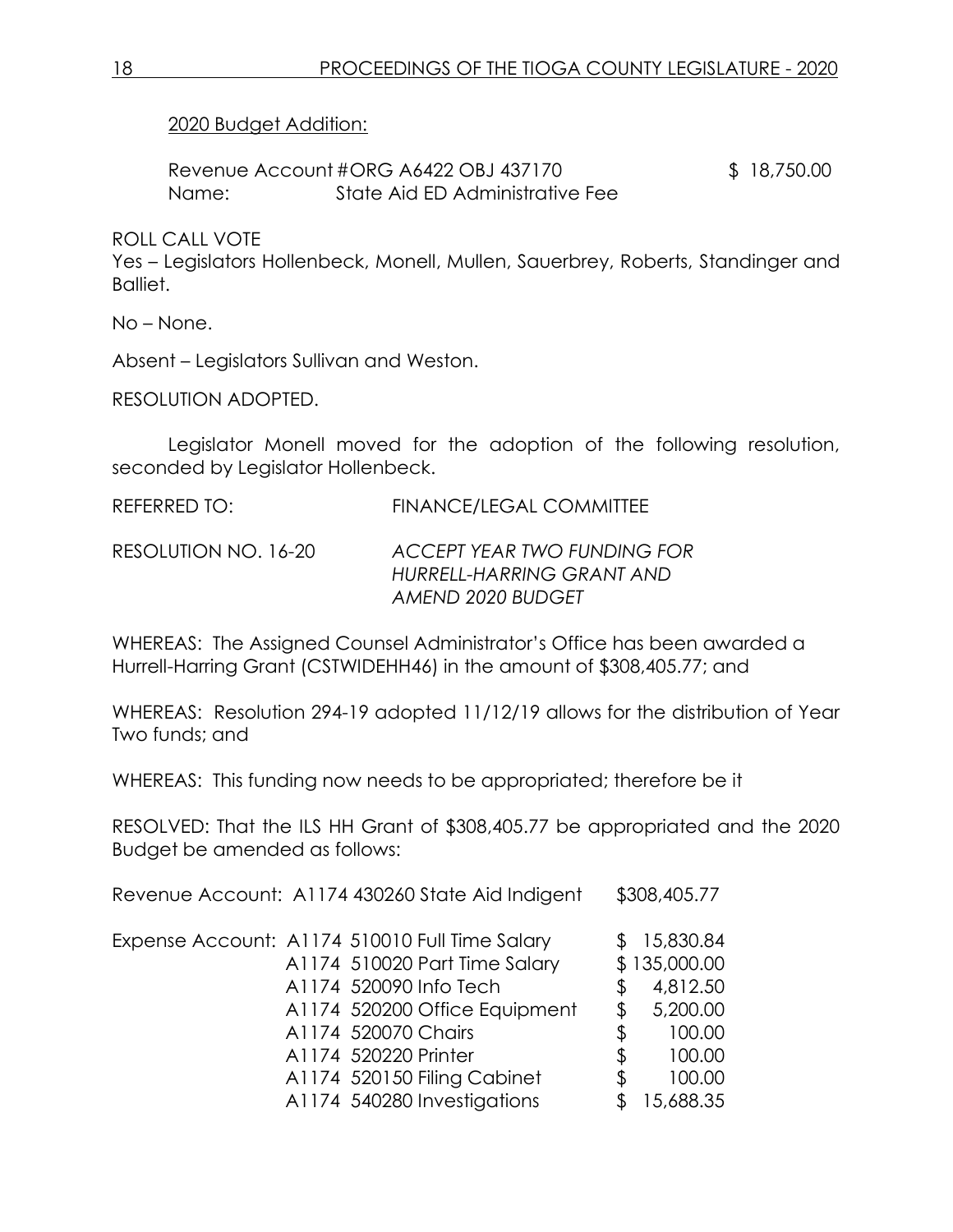2020 Budget Addition:

Revenue Account #ORG A6422 OBJ 437170 $ 18,750.00
Name: State Aid ED Administrative Fee

ROLL CALL VOTE
Yes – Legislators Hollenbeck, Monell, Mullen, Sauerbrey, Roberts, Standinger and Balliet.

No – None.

Absent – Legislators Sullivan and Weston.

RESOLUTION ADOPTED.

Legislator Monell moved for the adoption of the following resolution, seconded by Legislator Hollenbeck.

REFERRED TO: FINANCE/LEGAL COMMITTEE

RESOLUTION NO. 16-20 *ACCEPT YEAR TWO FUNDING FOR HURRELL-HARRING GRANT AND AMEND 2020 BUDGET*

WHEREAS: The Assigned Counsel Administrator's Office has been awarded a Hurrell-Harring Grant (CSTWIDEHH46) in the amount of $308,405.77; and

WHEREAS: Resolution 294-19 adopted 11/12/19 allows for the distribution of Year Two funds; and

WHEREAS: This funding now needs to be appropriated; therefore be it

RESOLVED: That the ILS HH Grant of $308,405.77 be appropriated and the 2020 Budget be amended as follows:

| | | |
|---|---|---|
| Revenue Account: | A1174 430260 State Aid Indigent | $308,405.77 |
| Expense Account: | A1174 510010 Full Time Salary | $ 15,830.84 |
| | A1174 510020 Part Time Salary | $ 135,000.00 |
| | A1174 520090 Info Tech | $ 4,812.50 |
| | A1174 520200 Office Equipment | $ 5,200.00 |
| | A1174 520070 Chairs | $ 100.00 |
| | A1174 520220 Printer | $ 100.00 |
| | A1174 520150 Filing Cabinet | $ 100.00 |
| | A1174 540280 Investigations | $ 15,688.35 |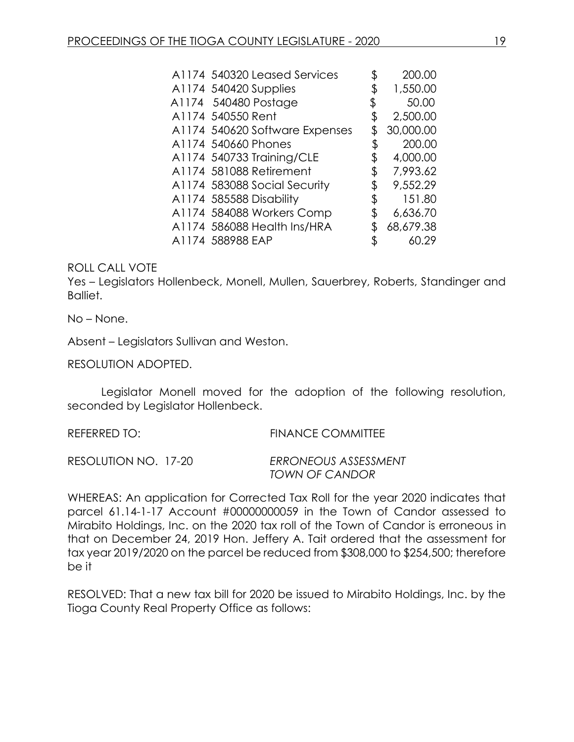| | | |
|---|---|---|
| A1174 | 540320 Leased Services | $ 200.00 |
| A1174 | 540420 Supplies | $ 1,550.00 |
| A1174 | 540480 Postage | $ 50.00 |
| A1174 | 540550 Rent | $ 2,500.00 |
| A1174 | 540620 Software Expenses | $ 30,000.00 |
| A1174 | 540660 Phones | $ 200.00 |
| A1174 | 540733 Training/CLE | $ 4,000.00 |
| A1174 | 581088 Retirement | $ 7,993.62 |
| A1174 | 583088 Social Security | $ 9,552.29 |
| A1174 | 585588 Disability | $ 151.80 |
| A1174 | 584088 Workers Comp | $ 6,636.70 |
| A1174 | 586088 Health Ins/HRA | $ 68,679.38 |
| A1174 | 588988 EAP | $ 60.29 |

ROLL CALL VOTE

Yes – Legislators Hollenbeck, Monell, Mullen, Sauerbrey, Roberts, Standinger and Balliet.

No – None.

Absent – Legislators Sullivan and Weston.

RESOLUTION ADOPTED.

Legislator Monell moved for the adoption of the following resolution, seconded by Legislator Hollenbeck.

REFERRED TO: FINANCE COMMITTEE

RESOLUTION NO. 17-20 *ERRONEOUS ASSESSMENT TOWN OF CANDOR*

WHEREAS: An application for Corrected Tax Roll for the year 2020 indicates that parcel 61.14-1-17 Account #00000000059 in the Town of Candor assessed to Mirabito Holdings, Inc. on the 2020 tax roll of the Town of Candor is erroneous in that on December 24, 2019 Hon. Jeffery A. Tait ordered that the assessment for tax year 2019/2020 on the parcel be reduced from $308,000 to $254,500; therefore be it

RESOLVED: That a new tax bill for 2020 be issued to Mirabito Holdings, Inc. by the Tioga County Real Property Office as follows: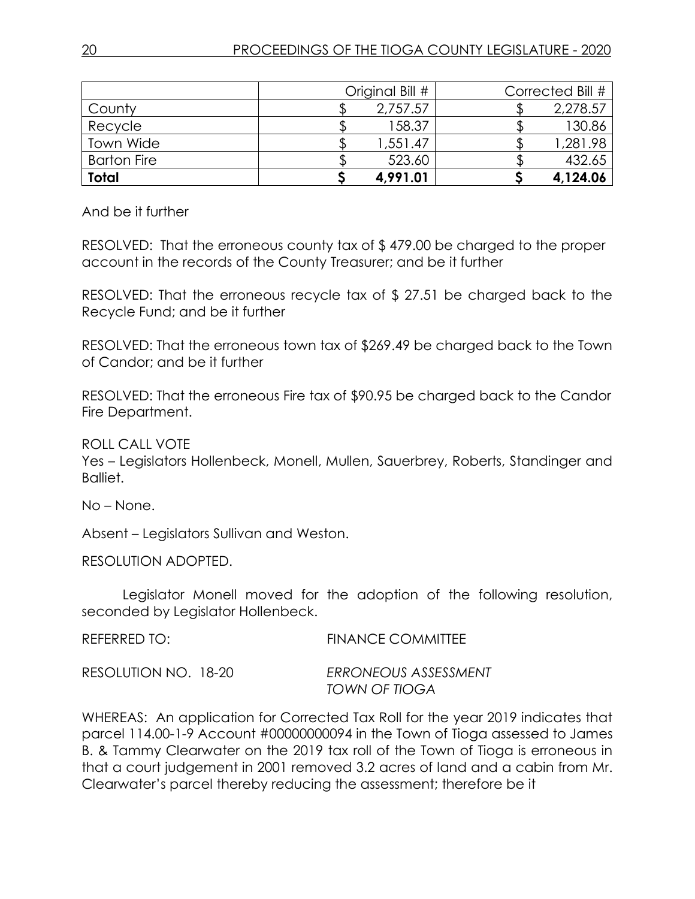| | Original Bill # | Corrected Bill # |
|---|---|---|
| County | $ 2,757.57 | $ 2,278.57 |
| Recycle | $ 158.37 | $ 130.86 |
| Town Wide | $ 1,551.47 | $ 1,281.98 |
| Barton Fire | $ 523.60 | $ 432.65 |
| **Total** | **$ 4,991.01** | **$ 4,124.06** |

And be it further

RESOLVED: That the erroneous county tax of $ 479.00 be charged to the proper account in the records of the County Treasurer; and be it further

RESOLVED: That the erroneous recycle tax of $ 27.51 be charged back to the Recycle Fund; and be it further

RESOLVED: That the erroneous town tax of $269.49 be charged back to the Town of Candor; and be it further

RESOLVED: That the erroneous Fire tax of $90.95 be charged back to the Candor Fire Department.

ROLL CALL VOTE
Yes – Legislators Hollenbeck, Monell, Mullen, Sauerbrey, Roberts, Standinger and Balliet.

No – None.

Absent – Legislators Sullivan and Weston.

RESOLUTION ADOPTED.

Legislator Monell moved for the adoption of the following resolution, seconded by Legislator Hollenbeck.

REFERRED TO: FINANCE COMMITTEE

RESOLUTION NO. 18-20 *ERRONEOUS ASSESSMENT TOWN OF TIOGA*

WHEREAS: An application for Corrected Tax Roll for the year 2019 indicates that parcel 114.00-1-9 Account #00000000094 in the Town of Tioga assessed to James B. & Tammy Clearwater on the 2019 tax roll of the Town of Tioga is erroneous in that a court judgement in 2001 removed 3.2 acres of land and a cabin from Mr. Clearwater's parcel thereby reducing the assessment; therefore be it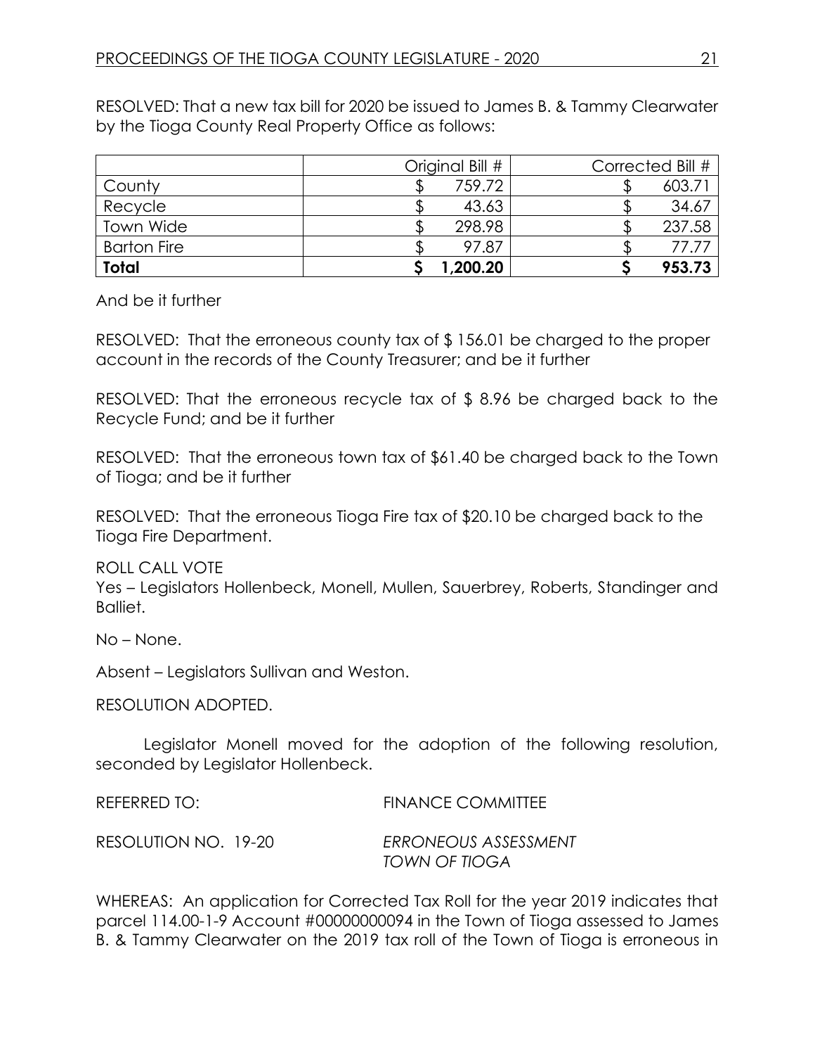RESOLVED: That a new tax bill for 2020 be issued to James B. & Tammy Clearwater by the Tioga County Real Property Office as follows:

| | Original Bill # | Corrected Bill # |
|---|---|---|
| County | $ 759.72 | $ 603.71 |
| Recycle | $ 43.63 | $ 34.67 |
| Town Wide | $ 298.98 | $ 237.58 |
| Barton Fire | $ 97.87 | $ 77.77 |
| **Total** | **$ 1,200.20** | **$ 953.73** |

And be it further

RESOLVED: That the erroneous county tax of $ 156.01 be charged to the proper account in the records of the County Treasurer; and be it further

RESOLVED: That the erroneous recycle tax of $ 8.96 be charged back to the Recycle Fund; and be it further

RESOLVED: That the erroneous town tax of $61.40 be charged back to the Town of Tioga; and be it further

RESOLVED: That the erroneous Tioga Fire tax of $20.10 be charged back to the Tioga Fire Department.

ROLL CALL VOTE
Yes – Legislators Hollenbeck, Monell, Mullen, Sauerbrey, Roberts, Standinger and Balliet.

No – None.

Absent – Legislators Sullivan and Weston.

RESOLUTION ADOPTED.

Legislator Monell moved for the adoption of the following resolution, seconded by Legislator Hollenbeck.

REFERRED TO: FINANCE COMMITTEE

RESOLUTION NO. 19-20 *ERRONEOUS ASSESSMENT TOWN OF TIOGA*

WHEREAS: An application for Corrected Tax Roll for the year 2019 indicates that parcel 114.00-1-9 Account #00000000094 in the Town of Tioga assessed to James B. & Tammy Clearwater on the 2019 tax roll of the Town of Tioga is erroneous in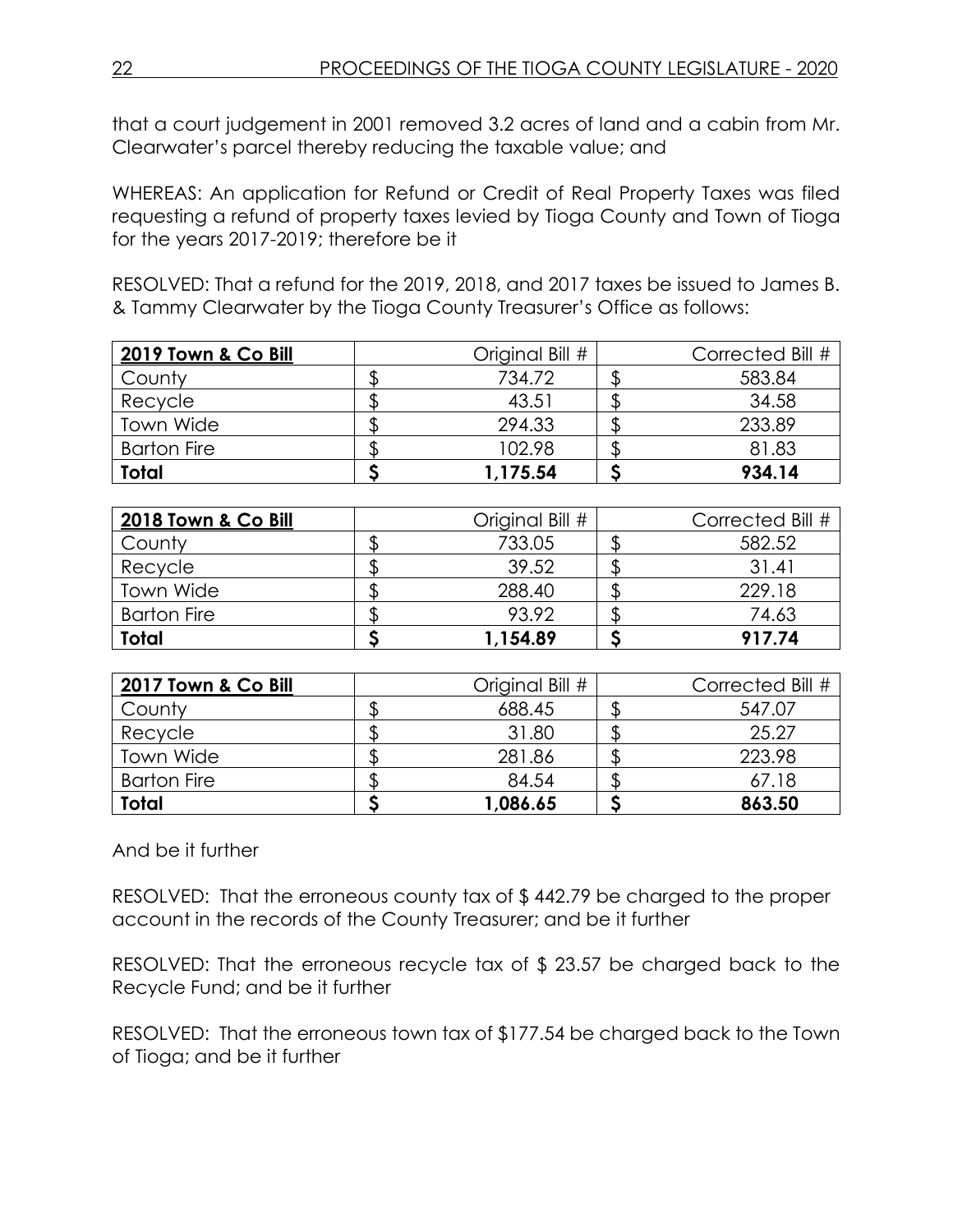that a court judgement in 2001 removed 3.2 acres of land and a cabin from Mr. Clearwater's parcel thereby reducing the taxable value; and

WHEREAS: An application for Refund or Credit of Real Property Taxes was filed requesting a refund of property taxes levied by Tioga County and Town of Tioga for the years 2017-2019; therefore be it

RESOLVED: That a refund for the 2019, 2018, and 2017 taxes be issued to James B. & Tammy Clearwater by the Tioga County Treasurer's Office as follows:

| **2019 Town & Co Bill** | Original Bill # | Corrected Bill # |
|---|---|---|
| County | $ 734.72 | $ 583.84 |
| Recycle | $ 43.51 | $ 34.58 |
| Town Wide | $ 294.33 | $ 233.89 |
| Barton Fire | $ 102.98 | $ 81.83 |
| **Total** | **$ 1,175.54** | **$ 934.14** |

| **2018 Town & Co Bill** | Original Bill # | Corrected Bill # |
|---|---|---|
| County | $ 733.05 | $ 582.52 |
| Recycle | $ 39.52 | $ 31.41 |
| Town Wide | $ 288.40 | $ 229.18 |
| Barton Fire | $ 93.92 | $ 74.63 |
| **Total** | **$ 1,154.89** | **$ 917.74** |

| **2017 Town & Co Bill** | Original Bill # | Corrected Bill # |
|---|---|---|
| County | $ 688.45 | $ 547.07 |
| Recycle | $ 31.80 | $ 25.27 |
| Town Wide | $ 281.86 | $ 223.98 |
| Barton Fire | $ 84.54 | $ 67.18 |
| **Total** | **$ 1,086.65** | **$ 863.50** |

And be it further

RESOLVED: That the erroneous county tax of $ 442.79 be charged to the proper account in the records of the County Treasurer; and be it further

RESOLVED: That the erroneous recycle tax of $ 23.57 be charged back to the Recycle Fund; and be it further

RESOLVED: That the erroneous town tax of $177.54 be charged back to the Town of Tioga; and be it further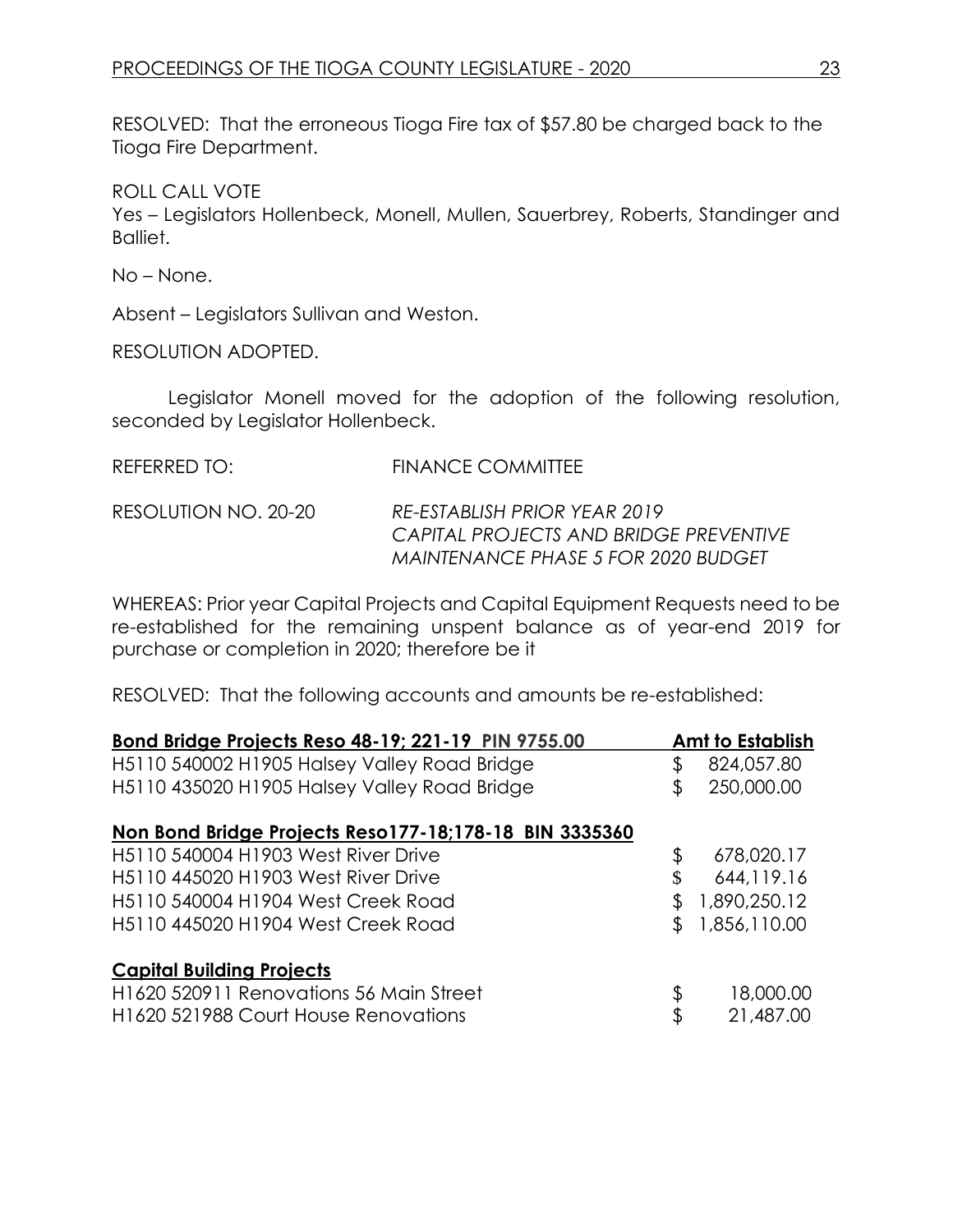RESOLVED: That the erroneous Tioga Fire tax of $57.80 be charged back to the Tioga Fire Department.

ROLL CALL VOTE

Yes – Legislators Hollenbeck, Monell, Mullen, Sauerbrey, Roberts, Standinger and Balliet.

No – None.

Absent – Legislators Sullivan and Weston.

RESOLUTION ADOPTED.

Legislator Monell moved for the adoption of the following resolution, seconded by Legislator Hollenbeck.

REFERRED TO: FINANCE COMMITTEE

RESOLUTION NO. 20-20 *RE-ESTABLISH PRIOR YEAR 2019 CAPITAL PROJECTS AND BRIDGE PREVENTIVE MAINTENANCE PHASE 5 FOR 2020 BUDGET*

WHEREAS: Prior year Capital Projects and Capital Equipment Requests need to be re-established for the remaining unspent balance as of year-end 2019 for purchase or completion in 2020; therefore be it

RESOLVED: That the following accounts and amounts be re-established:

| **Bond Bridge Projects Reso 48-19; 221-19 PIN 9755.00** | **Amt to Establish** |
|---|---|
| H5110 540002 H1905 Halsey Valley Road Bridge | $ 824,057.80 |
| H5110 435020 H1905 Halsey Valley Road Bridge | $ 250,000.00 |
| **Non Bond Bridge Projects Reso177-18;178-18 BIN 3335360** | |
| H5110 540004 H1903 West River Drive | $ 678,020.17 |
| H5110 445020 H1903 West River Drive | $ 644,119.16 |
| H5110 540004 H1904 West Creek Road | $ 1,890,250.12 |
| H5110 445020 H1904 West Creek Road | $ 1,856,110.00 |
| **Capital Building Projects** | |
| H1620 520911 Renovations 56 Main Street | $ 18,000.00 |
| H1620 521988 Court House Renovations | $ 21,487.00 |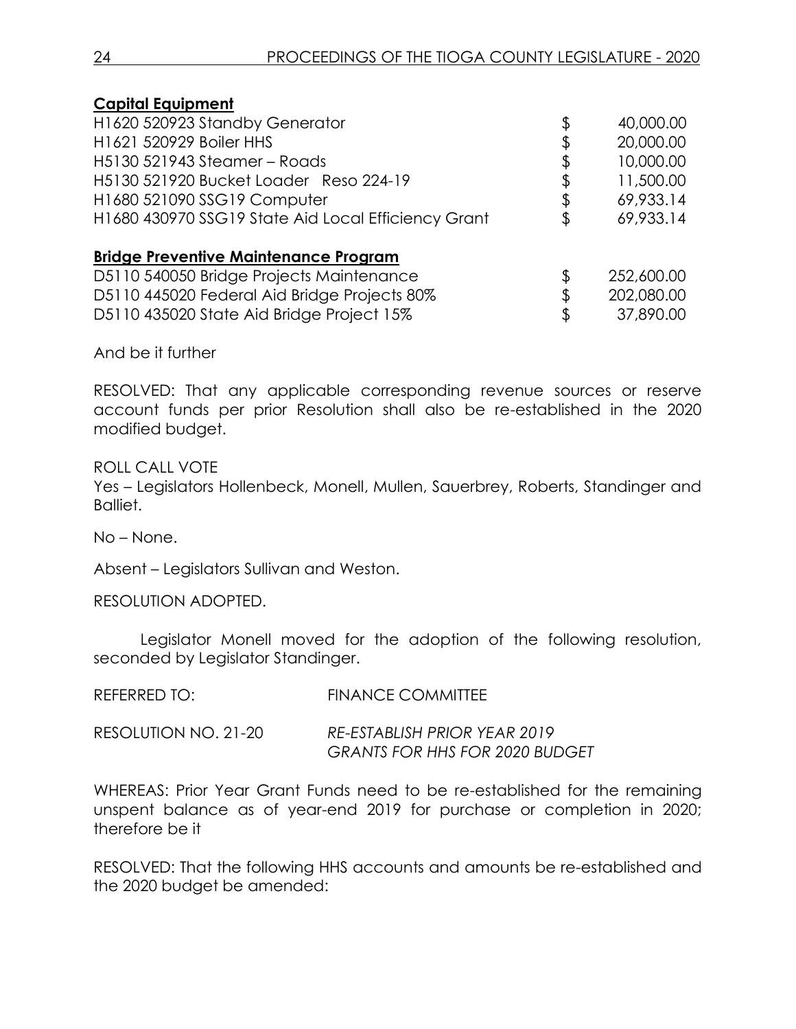**Capital Equipment**

| | | |
|---|---|---|
| H1620 520923 Standby Generator | $ | 40,000.00 |
| H1621 520929 Boiler HHS | $ | 20,000.00 |
| H5130 521943 Steamer – Roads | $ | 10,000.00 |
| H5130 521920 Bucket Loader Reso 224-19 | $ | 11,500.00 |
| H1680 521090 SSG19 Computer | $ | 69,933.14 |
| H1680 430970 SSG19 State Aid Local Efficiency Grant | $ | 69,933.14 |

**Bridge Preventive Maintenance Program**

| | | |
|---|---|---|
| D5110 540050 Bridge Projects Maintenance | $ | 252,600.00 |
| D5110 445020 Federal Aid Bridge Projects 80% | $ | 202,080.00 |
| D5110 435020 State Aid Bridge Project 15% | $ | 37,890.00 |

And be it further

RESOLVED: That any applicable corresponding revenue sources or reserve account funds per prior Resolution shall also be re-established in the 2020 modified budget.

ROLL CALL VOTE
Yes – Legislators Hollenbeck, Monell, Mullen, Sauerbrey, Roberts, Standinger and Balliet.

No – None.

Absent – Legislators Sullivan and Weston.

RESOLUTION ADOPTED.

Legislator Monell moved for the adoption of the following resolution, seconded by Legislator Standinger.

REFERRED TO: FINANCE COMMITTEE

RESOLUTION NO. 21-20 *RE-ESTABLISH PRIOR YEAR 2019 GRANTS FOR HHS FOR 2020 BUDGET*

WHEREAS: Prior Year Grant Funds need to be re-established for the remaining unspent balance as of year-end 2019 for purchase or completion in 2020; therefore be it

RESOLVED: That the following HHS accounts and amounts be re-established and the 2020 budget be amended: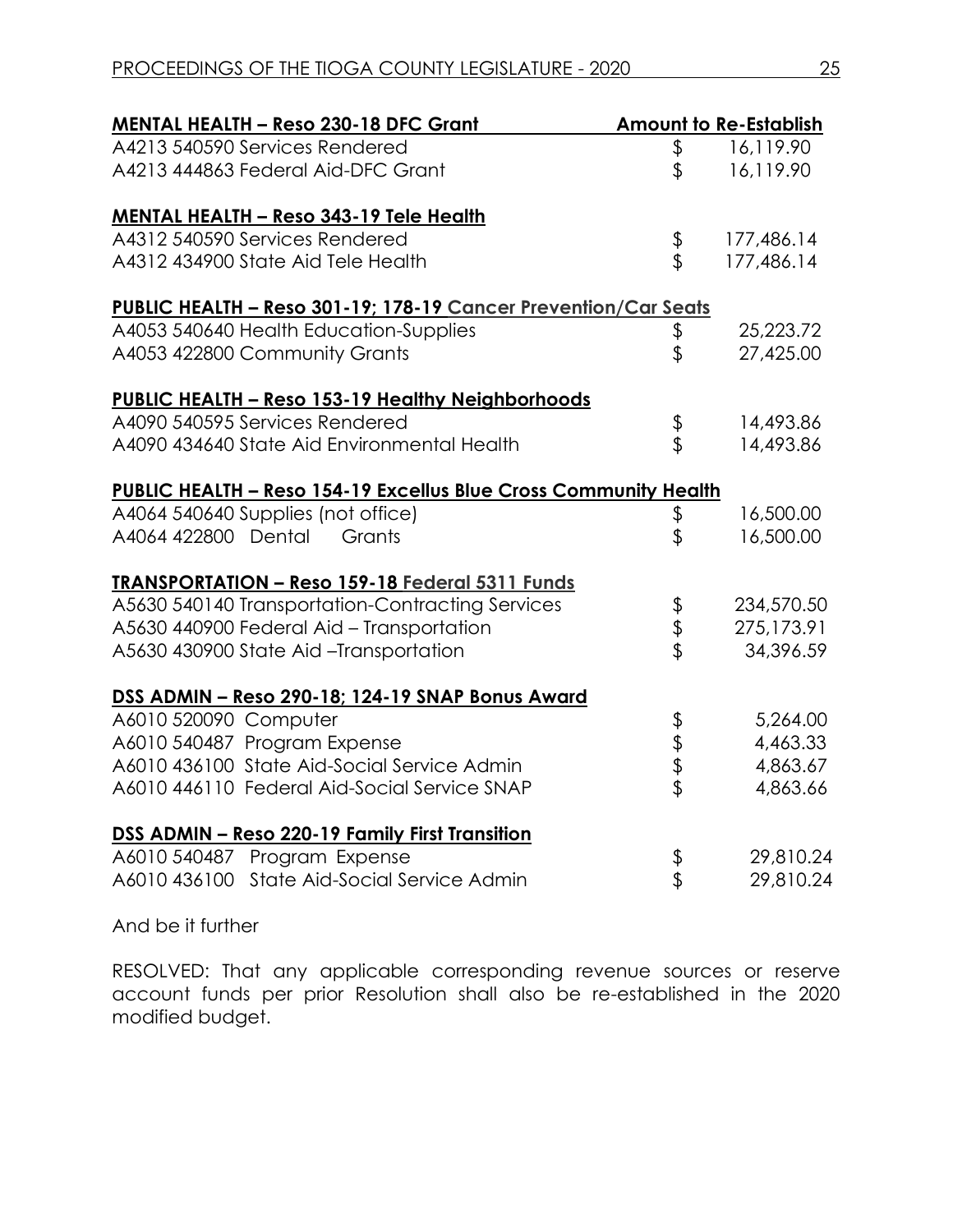| **MENTAL HEALTH – Reso 230-18 DFC Grant** | **Amount to Re-Establish** |
|---|---|
| A4213 540590 Services Rendered | $ 16,119.90 |
| A4213 444863 Federal Aid-DFC Grant | $ 16,119.90 |
| | |
| **MENTAL HEALTH – Reso 343-19 Tele Health** | |
| A4312 540590 Services Rendered | $ 177,486.14 |
| A4312 434900 State Aid Tele Health | $ 177,486.14 |
| | |
| **PUBLIC HEALTH – Reso 301-19; 178-19 Cancer Prevention/Car Seats** | |
| A4053 540640 Health Education-Supplies | $ 25,223.72 |
| A4053 422800 Community Grants | $ 27,425.00 |
| | |
| **PUBLIC HEALTH – Reso 153-19 Healthy Neighborhoods** | |
| A4090 540595 Services Rendered | $ 14,493.86 |
| A4090 434640 State Aid Environmental Health | $ 14,493.86 |
| | |
| **PUBLIC HEALTH – Reso 154-19 Excellus Blue Cross Community Health** | |
| A4064 540640 Supplies (not office) | $ 16,500.00 |
| A4064 422800 Dental Grants | $ 16,500.00 |
| | |
| **TRANSPORTATION – Reso 159-18 Federal 5311 Funds** | |
| A5630 540140 Transportation-Contracting Services | $ 234,570.50 |
| A5630 440900 Federal Aid – Transportation | $ 275,173.91 |
| A5630 430900 State Aid –Transportation | $ 34,396.59 |
| | |
| **DSS ADMIN – Reso 290-18; 124-19 SNAP Bonus Award** | |
| A6010 520090 Computer | $ 5,264.00 |
| A6010 540487 Program Expense | $ 4,463.33 |
| A6010 436100 State Aid-Social Service Admin | $ 4,863.67 |
| A6010 446110 Federal Aid-Social Service SNAP | $ 4,863.66 |
| | |
| **DSS ADMIN – Reso 220-19 Family First Transition** | |
| A6010 540487 Program Expense | $ 29,810.24 |
| A6010 436100 State Aid-Social Service Admin | $ 29,810.24 |

And be it further

RESOLVED: That any applicable corresponding revenue sources or reserve account funds per prior Resolution shall also be re-established in the 2020 modified budget.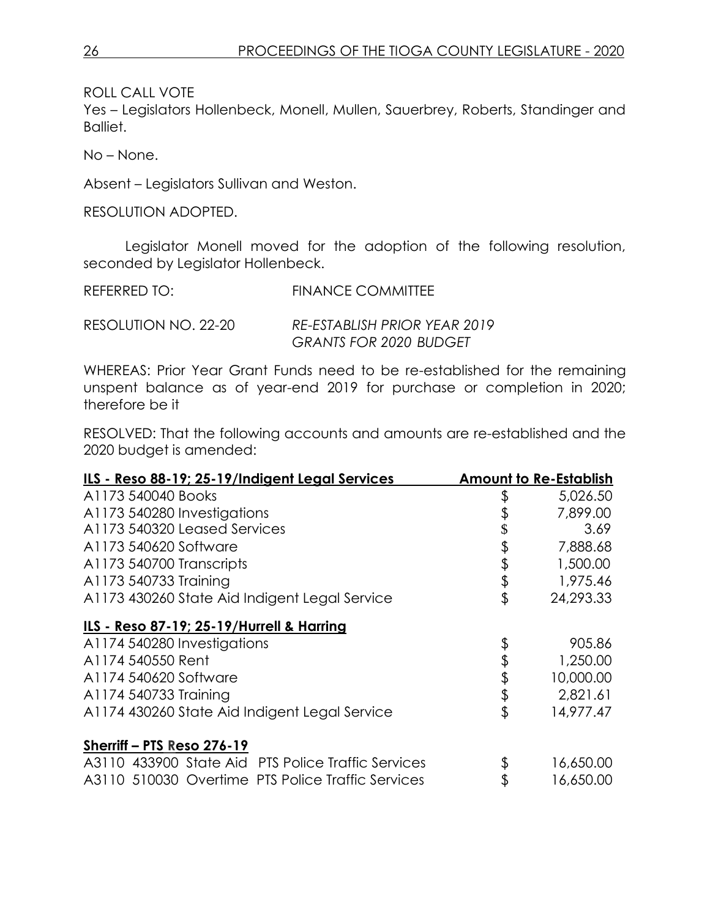ROLL CALL VOTE
Yes – Legislators Hollenbeck, Monell, Mullen, Sauerbrey, Roberts, Standinger and Balliet.

No – None.

Absent – Legislators Sullivan and Weston.

RESOLUTION ADOPTED.

Legislator Monell moved for the adoption of the following resolution, seconded by Legislator Hollenbeck.

REFERRED TO: FINANCE COMMITTEE

RESOLUTION NO. 22-20 *RE-ESTABLISH PRIOR YEAR 2019 GRANTS FOR 2020 BUDGET*

WHEREAS: Prior Year Grant Funds need to be re-established for the remaining unspent balance as of year-end 2019 for purchase or completion in 2020; therefore be it

RESOLVED: That the following accounts and amounts are re-established and the 2020 budget is amended:

| **ILS - Reso 88-19; 25-19/Indigent Legal Services** | **Amount to Re-Establish** |
|---|---|
| A1173 540040 Books | $ 5,026.50 |
| A1173 540280 Investigations | $ 7,899.00 |
| A1173 540320 Leased Services | $ 3.69 |
| A1173 540620 Software | $ 7,888.68 |
| A1173 540700 Transcripts | $ 1,500.00 |
| A1173 540733 Training | $ 1,975.46 |
| A1173 430260 State Aid Indigent Legal Service | $ 24,293.33 |
| **ILS - Reso 87-19; 25-19/Hurrell & Harring** | |
| A1174 540280 Investigations | $ 905.86 |
| A1174 540550 Rent | $ 1,250.00 |
| A1174 540620 Software | $ 10,000.00 |
| A1174 540733 Training | $ 2,821.61 |
| A1174 430260 State Aid Indigent Legal Service | $ 14,977.47 |
| **Sherriff – PTS Reso 276-19** | |
| A3110 433900 State Aid PTS Police Traffic Services | $ 16,650.00 |
| A3110 510030 Overtime PTS Police Traffic Services | $ 16,650.00 |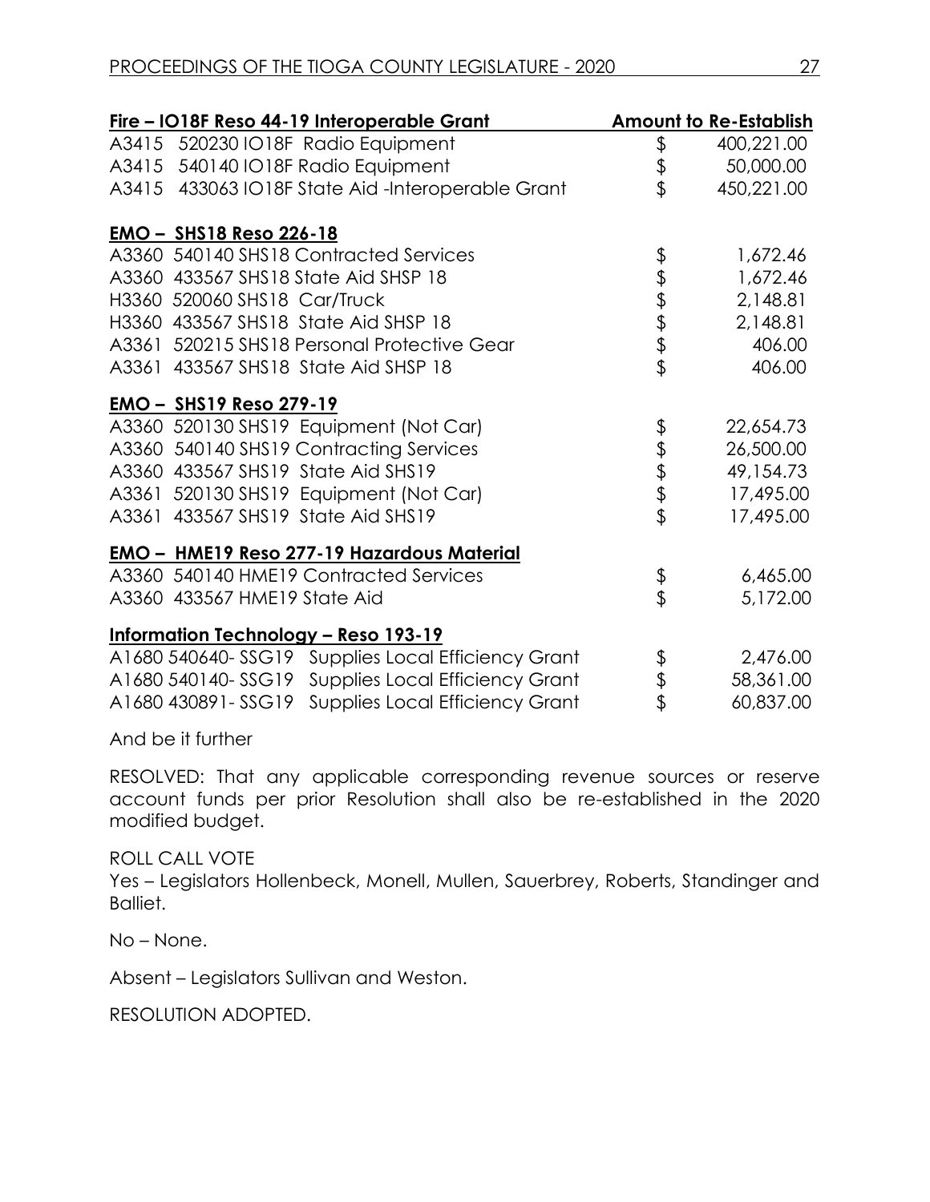| Fire – IO18F Reso 44-19 Interoperable Grant | Amount to Re-Establish |
|---|---|
| A3415 520230 IO18F Radio Equipment | $ 400,221.00 |
| A3415 540140 IO18F Radio Equipment | $ 50,000.00 |
| A3415 433063 IO18F State Aid -Interoperable Grant | $ 450,221.00 |
| **EMO – SHS18 Reso 226-18** | |
| A3360 540140 SHS18 Contracted Services | $ 1,672.46 |
| A3360 433567 SHS18 State Aid SHSP 18 | $ 1,672.46 |
| H3360 520060 SHS18 Car/Truck | $ 2,148.81 |
| H3360 433567 SHS18 State Aid SHSP 18 | $ 2,148.81 |
| A3361 520215 SHS18 Personal Protective Gear | $ 406.00 |
| A3361 433567 SHS18 State Aid SHSP 18 | $ 406.00 |
| **EMO – SHS19 Reso 279-19** | |
| A3360 520130 SHS19 Equipment (Not Car) | $ 22,654.73 |
| A3360 540140 SHS19 Contracting Services | $ 26,500.00 |
| A3360 433567 SHS19 State Aid SHS19 | $ 49,154.73 |
| A3361 520130 SHS19 Equipment (Not Car) | $ 17,495.00 |
| A3361 433567 SHS19 State Aid SHS19 | $ 17,495.00 |
| **EMO – HME19 Reso 277-19 Hazardous Material** | |
| A3360 540140 HME19 Contracted Services | $ 6,465.00 |
| A3360 433567 HME19 State Aid | $ 5,172.00 |
| **Information Technology – Reso 193-19** | |
| A1680 540640- SSG19 Supplies Local Efficiency Grant | $ 2,476.00 |
| A1680 540140- SSG19 Supplies Local Efficiency Grant | $ 58,361.00 |
| A1680 430891- SSG19 Supplies Local Efficiency Grant | $ 60,837.00 |

And be it further

RESOLVED: That any applicable corresponding revenue sources or reserve account funds per prior Resolution shall also be re-established in the 2020 modified budget.

ROLL CALL VOTE
Yes – Legislators Hollenbeck, Monell, Mullen, Sauerbrey, Roberts, Standinger and Balliet.

No – None.

Absent – Legislators Sullivan and Weston.

RESOLUTION ADOPTED.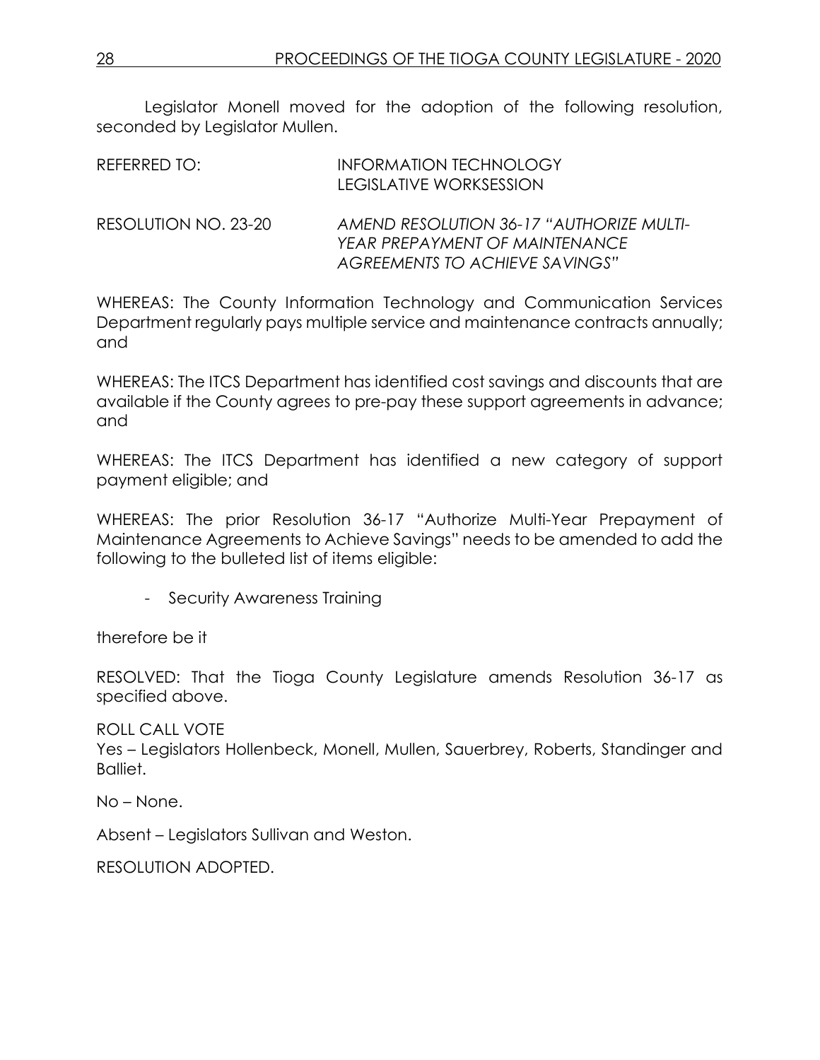Legislator Monell moved for the adoption of the following resolution, seconded by Legislator Mullen.

REFERRED TO: INFORMATION TECHNOLOGY
LEGISLATIVE WORKSESSION

RESOLUTION NO. 23-20 *AMEND RESOLUTION 36-17 "AUTHORIZE MULTI-YEAR PREPAYMENT OF MAINTENANCE AGREEMENTS TO ACHIEVE SAVINGS"*

WHEREAS: The County Information Technology and Communication Services Department regularly pays multiple service and maintenance contracts annually; and

WHEREAS: The ITCS Department has identified cost savings and discounts that are available if the County agrees to pre-pay these support agreements in advance; and

WHEREAS: The ITCS Department has identified a new category of support payment eligible; and

WHEREAS: The prior Resolution 36-17 "Authorize Multi-Year Prepayment of Maintenance Agreements to Achieve Savings" needs to be amended to add the following to the bulleted list of items eligible:

- Security Awareness Training

therefore be it

RESOLVED: That the Tioga County Legislature amends Resolution 36-17 as specified above.

ROLL CALL VOTE
Yes – Legislators Hollenbeck, Monell, Mullen, Sauerbrey, Roberts, Standinger and Balliet.

No – None.

Absent – Legislators Sullivan and Weston.

RESOLUTION ADOPTED.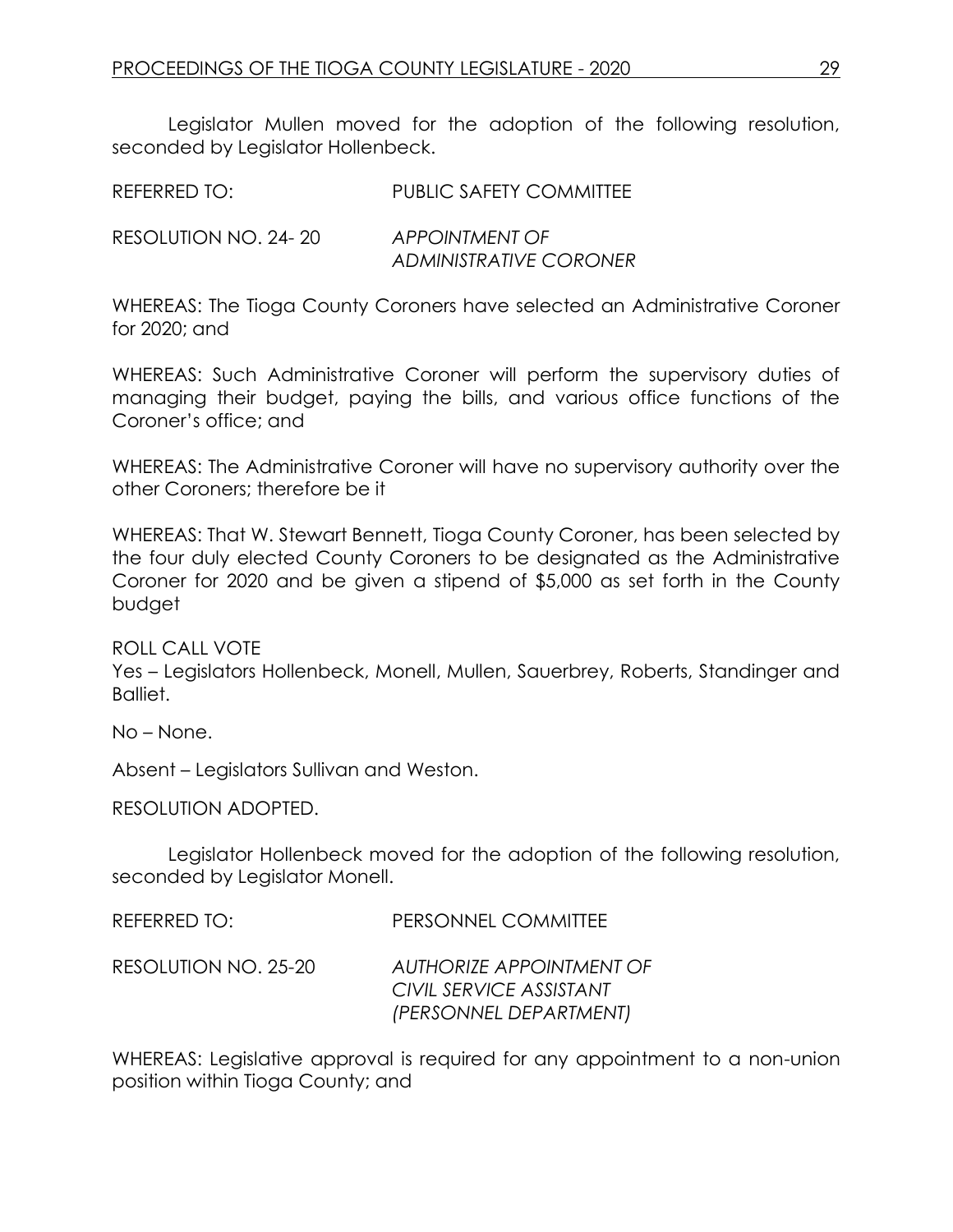Legislator Mullen moved for the adoption of the following resolution, seconded by Legislator Hollenbeck.

REFERRED TO: PUBLIC SAFETY COMMITTEE

RESOLUTION NO. 24- 20 *APPOINTMENT OF ADMINISTRATIVE CORONER*

WHEREAS: The Tioga County Coroners have selected an Administrative Coroner for 2020; and

WHEREAS: Such Administrative Coroner will perform the supervisory duties of managing their budget, paying the bills, and various office functions of the Coroner's office; and

WHEREAS: The Administrative Coroner will have no supervisory authority over the other Coroners; therefore be it

WHEREAS: That W. Stewart Bennett, Tioga County Coroner, has been selected by the four duly elected County Coroners to be designated as the Administrative Coroner for 2020 and be given a stipend of $5,000 as set forth in the County budget

ROLL CALL VOTE
Yes – Legislators Hollenbeck, Monell, Mullen, Sauerbrey, Roberts, Standinger and Balliet.

No – None.

Absent – Legislators Sullivan and Weston.

RESOLUTION ADOPTED.

Legislator Hollenbeck moved for the adoption of the following resolution, seconded by Legislator Monell.

REFERRED TO: PERSONNEL COMMITTEE

RESOLUTION NO. 25-20 *AUTHORIZE APPOINTMENT OF CIVIL SERVICE ASSISTANT (PERSONNEL DEPARTMENT)*

WHEREAS: Legislative approval is required for any appointment to a non-union position within Tioga County; and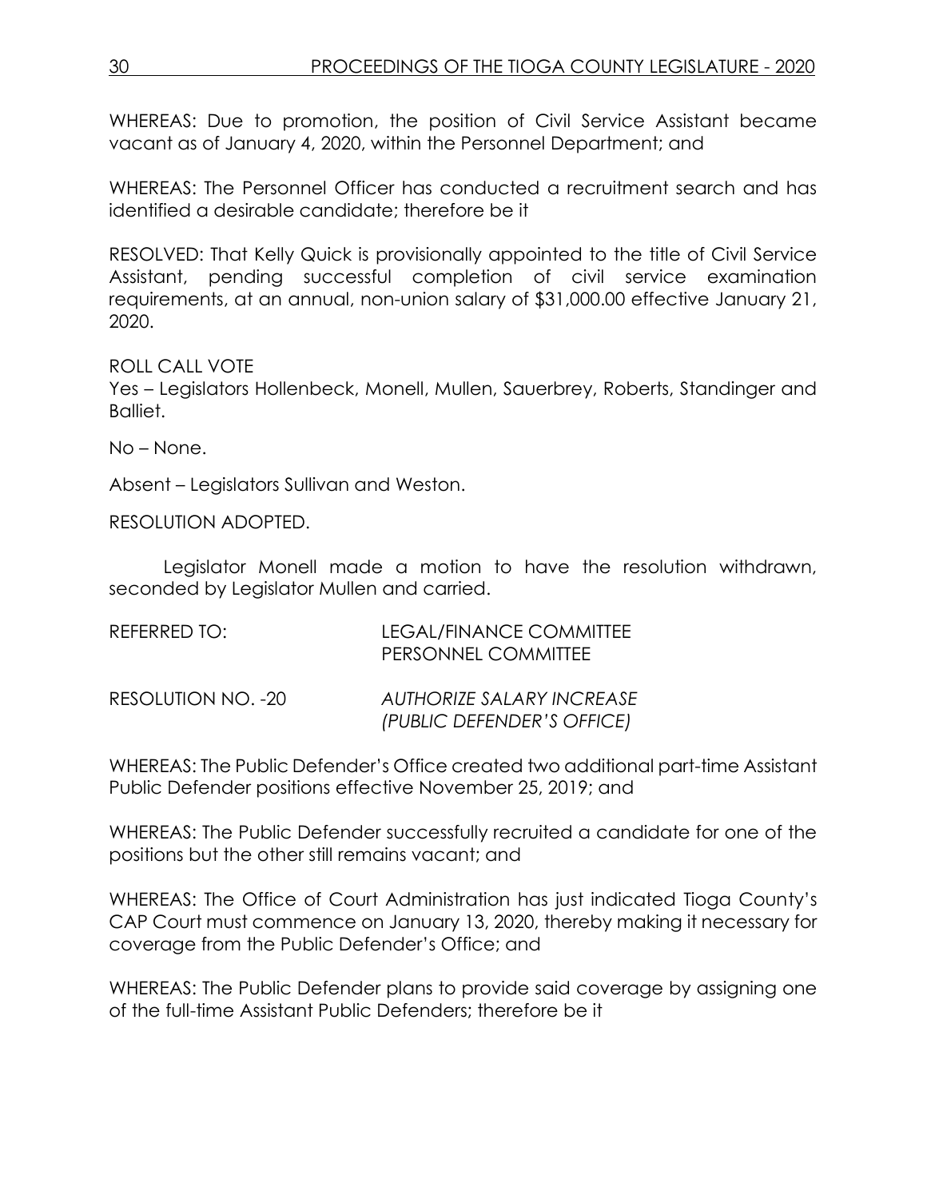WHEREAS: Due to promotion, the position of Civil Service Assistant became vacant as of January 4, 2020, within the Personnel Department; and

WHEREAS: The Personnel Officer has conducted a recruitment search and has identified a desirable candidate; therefore be it

RESOLVED: That Kelly Quick is provisionally appointed to the title of Civil Service Assistant, pending successful completion of civil service examination requirements, at an annual, non-union salary of $31,000.00 effective January 21, 2020.

ROLL CALL VOTE
Yes – Legislators Hollenbeck, Monell, Mullen, Sauerbrey, Roberts, Standinger and Balliet.

No – None.

Absent – Legislators Sullivan and Weston.

RESOLUTION ADOPTED.

Legislator Monell made a motion to have the resolution withdrawn, seconded by Legislator Mullen and carried.

REFERRED TO: LEGAL/FINANCE COMMITTEE
PERSONNEL COMMITTEE

RESOLUTION NO. -20 *AUTHORIZE SALARY INCREASE (PUBLIC DEFENDER'S OFFICE)*

WHEREAS: The Public Defender's Office created two additional part-time Assistant Public Defender positions effective November 25, 2019; and

WHEREAS: The Public Defender successfully recruited a candidate for one of the positions but the other still remains vacant; and

WHEREAS: The Office of Court Administration has just indicated Tioga County's CAP Court must commence on January 13, 2020, thereby making it necessary for coverage from the Public Defender's Office; and

WHEREAS: The Public Defender plans to provide said coverage by assigning one of the full-time Assistant Public Defenders; therefore be it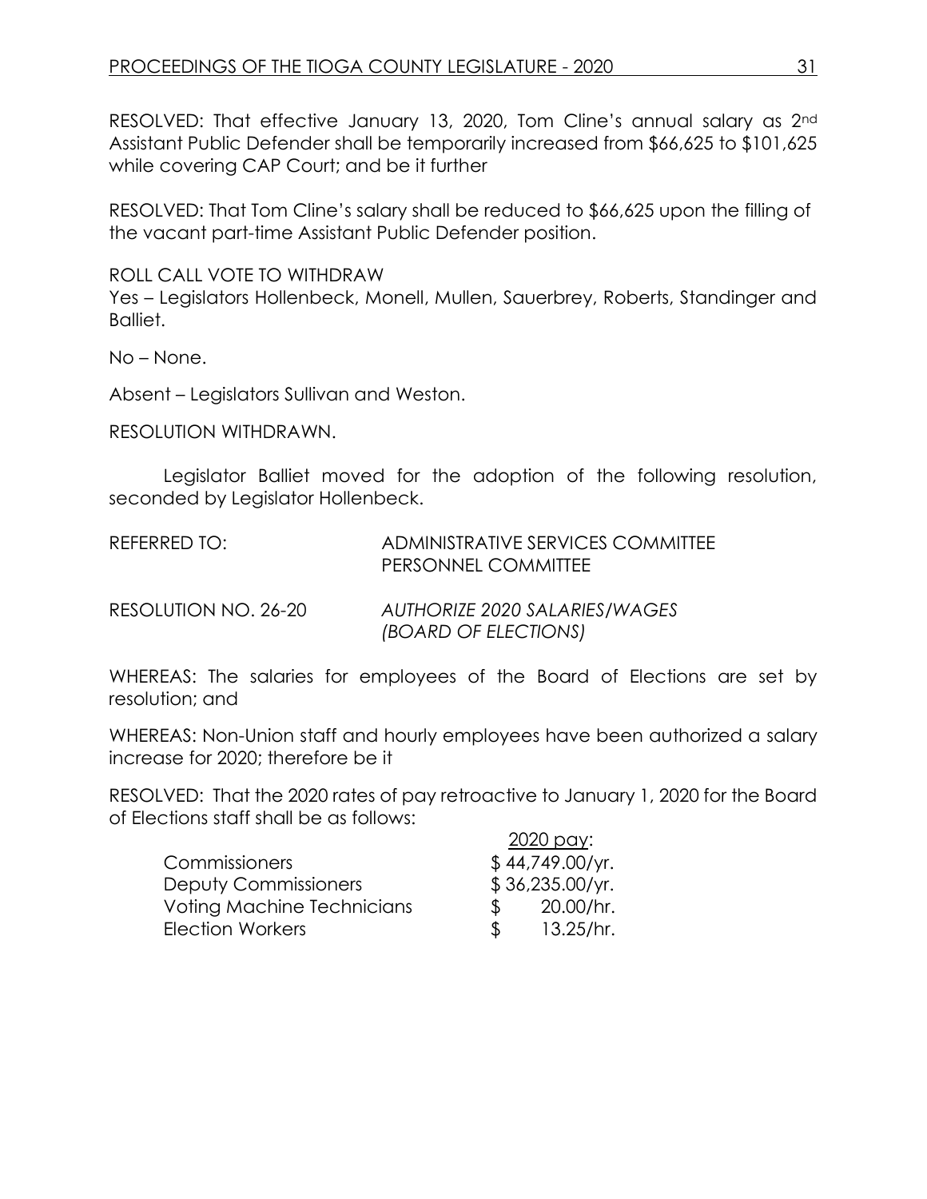RESOLVED: That effective January 13, 2020, Tom Cline's annual salary as 2nd Assistant Public Defender shall be temporarily increased from $66,625 to $101,625 while covering CAP Court; and be it further

RESOLVED: That Tom Cline's salary shall be reduced to $66,625 upon the filling of the vacant part-time Assistant Public Defender position.

ROLL CALL VOTE TO WITHDRAW
Yes – Legislators Hollenbeck, Monell, Mullen, Sauerbrey, Roberts, Standinger and Balliet.

No – None.

Absent – Legislators Sullivan and Weston.

RESOLUTION WITHDRAWN.

Legislator Balliet moved for the adoption of the following resolution, seconded by Legislator Hollenbeck.

REFERRED TO: ADMINISTRATIVE SERVICES COMMITTEE
PERSONNEL COMMITTEE

RESOLUTION NO. 26-20 *AUTHORIZE 2020 SALARIES/WAGES (BOARD OF ELECTIONS)*

WHEREAS: The salaries for employees of the Board of Elections are set by resolution; and

WHEREAS: Non-Union staff and hourly employees have been authorized a salary increase for 2020; therefore be it

RESOLVED: That the 2020 rates of pay retroactive to January 1, 2020 for the Board of Elections staff shall be as follows:

| | 2020 pay: |
|---|---|
| Commissioners | $ 44,749.00/yr. |
| Deputy Commissioners | $ 36,235.00/yr. |
| Voting Machine Technicians | $ 20.00/hr. |
| Election Workers | $ 13.25/hr. |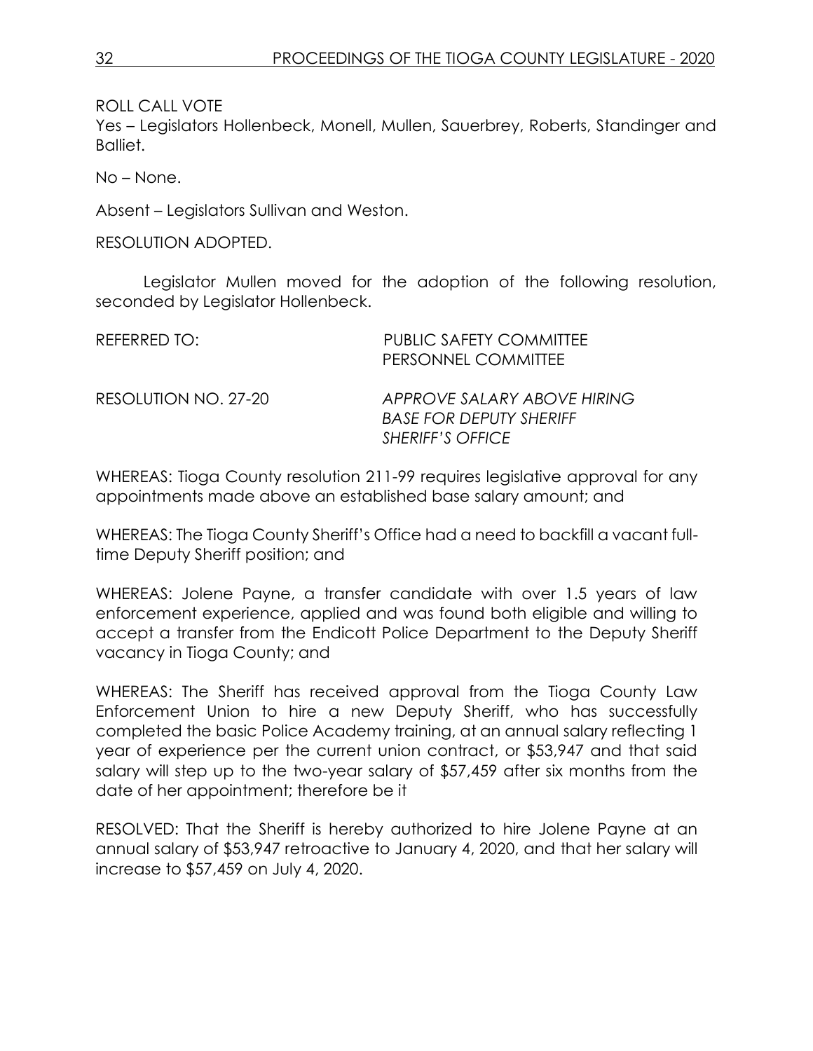ROLL CALL VOTE

Yes – Legislators Hollenbeck, Monell, Mullen, Sauerbrey, Roberts, Standinger and Balliet.

No – None.

Absent – Legislators Sullivan and Weston.

RESOLUTION ADOPTED.

Legislator Mullen moved for the adoption of the following resolution, seconded by Legislator Hollenbeck.

REFERRED TO: PUBLIC SAFETY COMMITTEE
PERSONNEL COMMITTEE

RESOLUTION NO. 27-20 *APPROVE SALARY ABOVE HIRING BASE FOR DEPUTY SHERIFF SHERIFF'S OFFICE*

WHEREAS: Tioga County resolution 211-99 requires legislative approval for any appointments made above an established base salary amount; and

WHEREAS: The Tioga County Sheriff's Office had a need to backfill a vacant full-time Deputy Sheriff position; and

WHEREAS: Jolene Payne, a transfer candidate with over 1.5 years of law enforcement experience, applied and was found both eligible and willing to accept a transfer from the Endicott Police Department to the Deputy Sheriff vacancy in Tioga County; and

WHEREAS: The Sheriff has received approval from the Tioga County Law Enforcement Union to hire a new Deputy Sheriff, who has successfully completed the basic Police Academy training, at an annual salary reflecting 1 year of experience per the current union contract, or $53,947 and that said salary will step up to the two-year salary of $57,459 after six months from the date of her appointment; therefore be it

RESOLVED: That the Sheriff is hereby authorized to hire Jolene Payne at an annual salary of $53,947 retroactive to January 4, 2020, and that her salary will increase to $57,459 on July 4, 2020.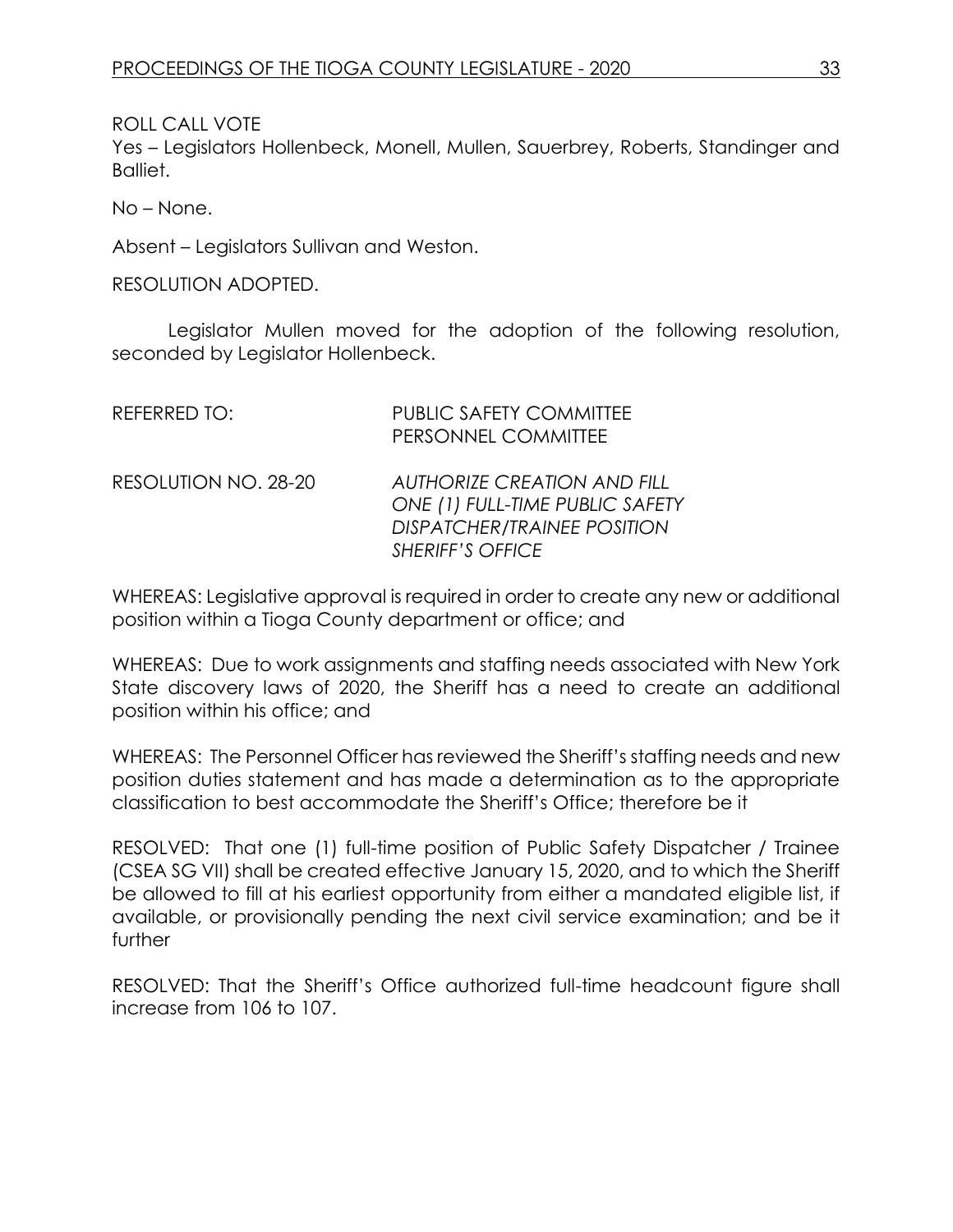ROLL CALL VOTE

Yes – Legislators Hollenbeck, Monell, Mullen, Sauerbrey, Roberts, Standinger and Balliet.

No – None.

Absent – Legislators Sullivan and Weston.

RESOLUTION ADOPTED.

Legislator Mullen moved for the adoption of the following resolution, seconded by Legislator Hollenbeck.

REFERRED TO: PUBLIC SAFETY COMMITTEE
PERSONNEL COMMITTEE

RESOLUTION NO. 28-20 *AUTHORIZE CREATION AND FILL ONE (1) FULL-TIME PUBLIC SAFETY DISPATCHER/TRAINEE POSITION SHERIFF'S OFFICE*

WHEREAS: Legislative approval is required in order to create any new or additional position within a Tioga County department or office; and

WHEREAS: Due to work assignments and staffing needs associated with New York State discovery laws of 2020, the Sheriff has a need to create an additional position within his office; and

WHEREAS: The Personnel Officer has reviewed the Sheriff's staffing needs and new position duties statement and has made a determination as to the appropriate classification to best accommodate the Sheriff's Office; therefore be it

RESOLVED: That one (1) full-time position of Public Safety Dispatcher / Trainee (CSEA SG VII) shall be created effective January 15, 2020, and to which the Sheriff be allowed to fill at his earliest opportunity from either a mandated eligible list, if available, or provisionally pending the next civil service examination; and be it further

RESOLVED: That the Sheriff's Office authorized full-time headcount figure shall increase from 106 to 107.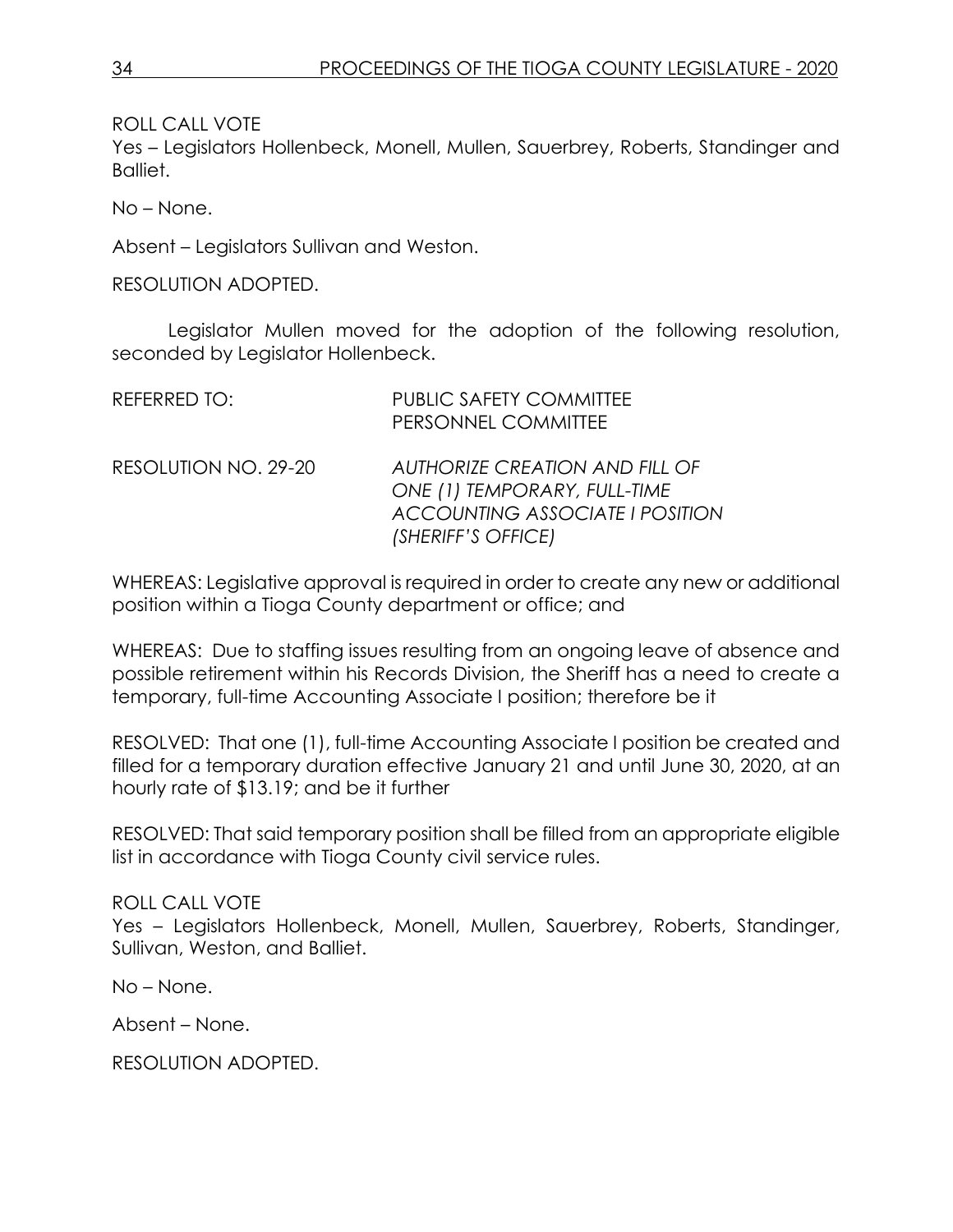ROLL CALL VOTE
Yes – Legislators Hollenbeck, Monell, Mullen, Sauerbrey, Roberts, Standinger and Balliet.

No – None.

Absent – Legislators Sullivan and Weston.

RESOLUTION ADOPTED.

Legislator Mullen moved for the adoption of the following resolution, seconded by Legislator Hollenbeck.

REFERRED TO: PUBLIC SAFETY COMMITTEE
PERSONNEL COMMITTEE

RESOLUTION NO. 29-20 *AUTHORIZE CREATION AND FILL OF ONE (1) TEMPORARY, FULL-TIME ACCOUNTING ASSOCIATE I POSITION (SHERIFF'S OFFICE)*

WHEREAS: Legislative approval is required in order to create any new or additional position within a Tioga County department or office; and

WHEREAS: Due to staffing issues resulting from an ongoing leave of absence and possible retirement within his Records Division, the Sheriff has a need to create a temporary, full-time Accounting Associate I position; therefore be it

RESOLVED: That one (1), full-time Accounting Associate I position be created and filled for a temporary duration effective January 21 and until June 30, 2020, at an hourly rate of $13.19; and be it further

RESOLVED: That said temporary position shall be filled from an appropriate eligible list in accordance with Tioga County civil service rules.

ROLL CALL VOTE
Yes – Legislators Hollenbeck, Monell, Mullen, Sauerbrey, Roberts, Standinger, Sullivan, Weston, and Balliet.

No – None.

Absent – None.

RESOLUTION ADOPTED.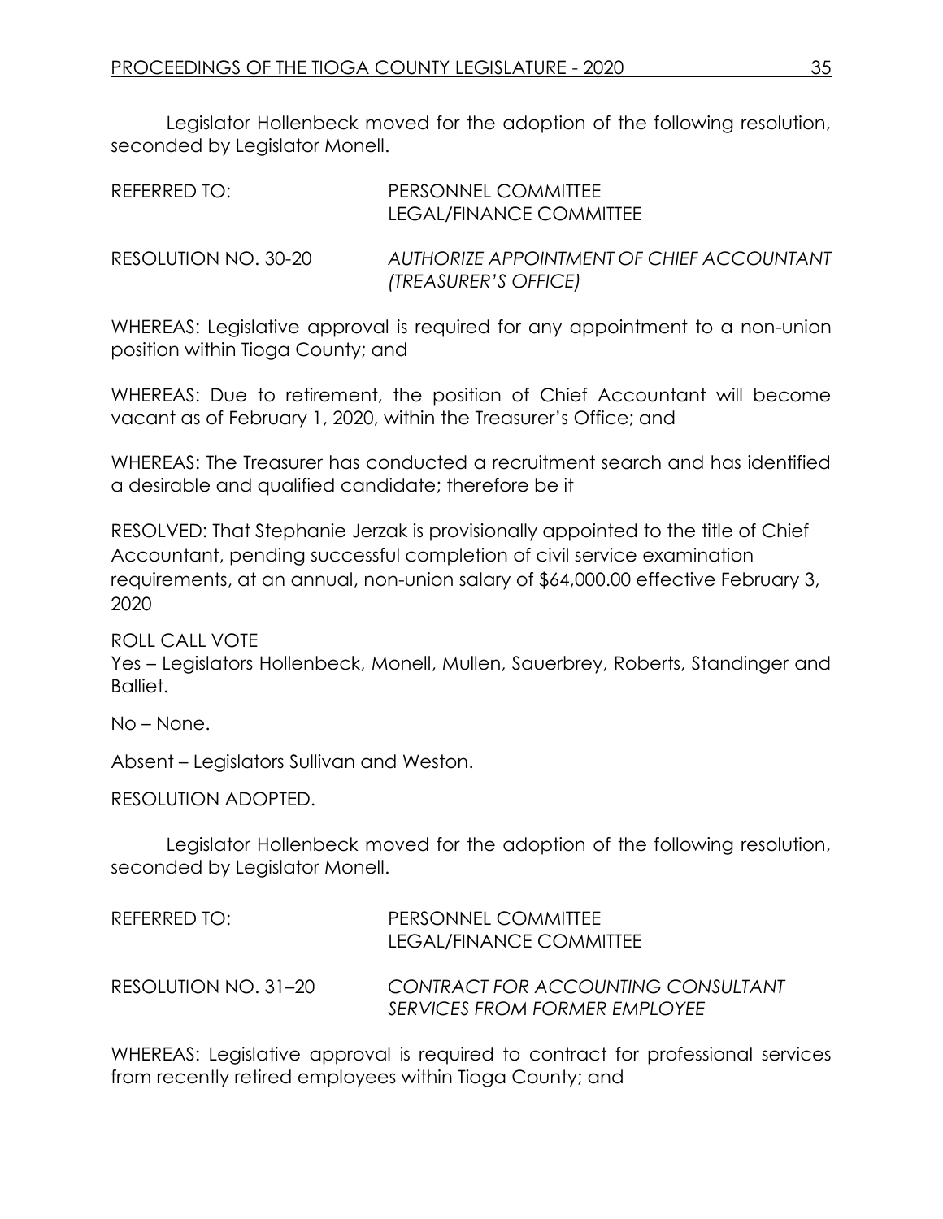Legislator Hollenbeck moved for the adoption of the following resolution, seconded by Legislator Monell.

REFERRED TO: PERSONNEL COMMITTEE
LEGAL/FINANCE COMMITTEE

RESOLUTION NO. 30-20 *AUTHORIZE APPOINTMENT OF CHIEF ACCOUNTANT (TREASURER'S OFFICE)*

WHEREAS: Legislative approval is required for any appointment to a non-union position within Tioga County; and

WHEREAS: Due to retirement, the position of Chief Accountant will become vacant as of February 1, 2020, within the Treasurer's Office; and

WHEREAS: The Treasurer has conducted a recruitment search and has identified a desirable and qualified candidate; therefore be it

RESOLVED: That Stephanie Jerzak is provisionally appointed to the title of Chief Accountant, pending successful completion of civil service examination requirements, at an annual, non-union salary of $64,000.00 effective February 3, 2020

ROLL CALL VOTE
Yes – Legislators Hollenbeck, Monell, Mullen, Sauerbrey, Roberts, Standinger and Balliet.

No – None.

Absent – Legislators Sullivan and Weston.

RESOLUTION ADOPTED.

Legislator Hollenbeck moved for the adoption of the following resolution, seconded by Legislator Monell.

REFERRED TO: PERSONNEL COMMITTEE
LEGAL/FINANCE COMMITTEE

RESOLUTION NO. 31–20 *CONTRACT FOR ACCOUNTING CONSULTANT SERVICES FROM FORMER EMPLOYEE*

WHEREAS: Legislative approval is required to contract for professional services from recently retired employees within Tioga County; and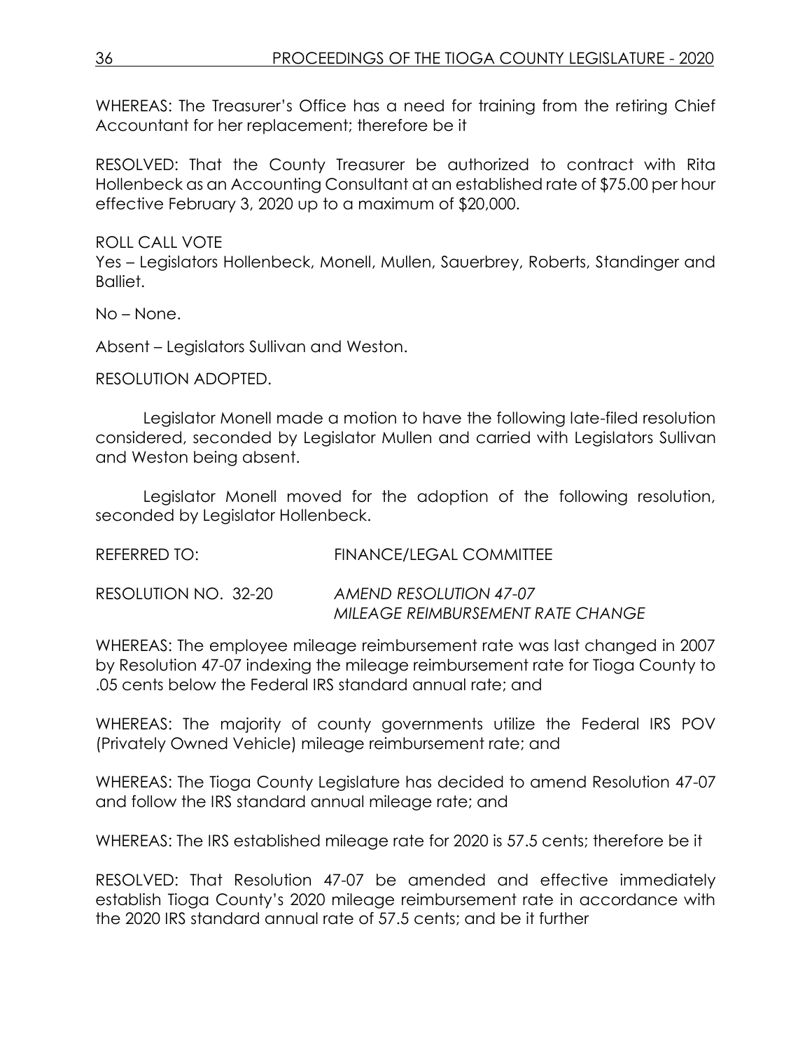WHEREAS: The Treasurer's Office has a need for training from the retiring Chief Accountant for her replacement; therefore be it

RESOLVED: That the County Treasurer be authorized to contract with Rita Hollenbeck as an Accounting Consultant at an established rate of $75.00 per hour effective February 3, 2020 up to a maximum of $20,000.

ROLL CALL VOTE
Yes – Legislators Hollenbeck, Monell, Mullen, Sauerbrey, Roberts, Standinger and Balliet.

No – None.

Absent – Legislators Sullivan and Weston.

RESOLUTION ADOPTED.

Legislator Monell made a motion to have the following late-filed resolution considered, seconded by Legislator Mullen and carried with Legislators Sullivan and Weston being absent.

Legislator Monell moved for the adoption of the following resolution, seconded by Legislator Hollenbeck.

REFERRED TO: FINANCE/LEGAL COMMITTEE

RESOLUTION NO. 32-20 *AMEND RESOLUTION 47-07*
*MILEAGE REIMBURSEMENT RATE CHANGE*

WHEREAS: The employee mileage reimbursement rate was last changed in 2007 by Resolution 47-07 indexing the mileage reimbursement rate for Tioga County to .05 cents below the Federal IRS standard annual rate; and

WHEREAS: The majority of county governments utilize the Federal IRS POV (Privately Owned Vehicle) mileage reimbursement rate; and

WHEREAS: The Tioga County Legislature has decided to amend Resolution 47-07 and follow the IRS standard annual mileage rate; and

WHEREAS: The IRS established mileage rate for 2020 is 57.5 cents; therefore be it

RESOLVED: That Resolution 47-07 be amended and effective immediately establish Tioga County's 2020 mileage reimbursement rate in accordance with the 2020 IRS standard annual rate of 57.5 cents; and be it further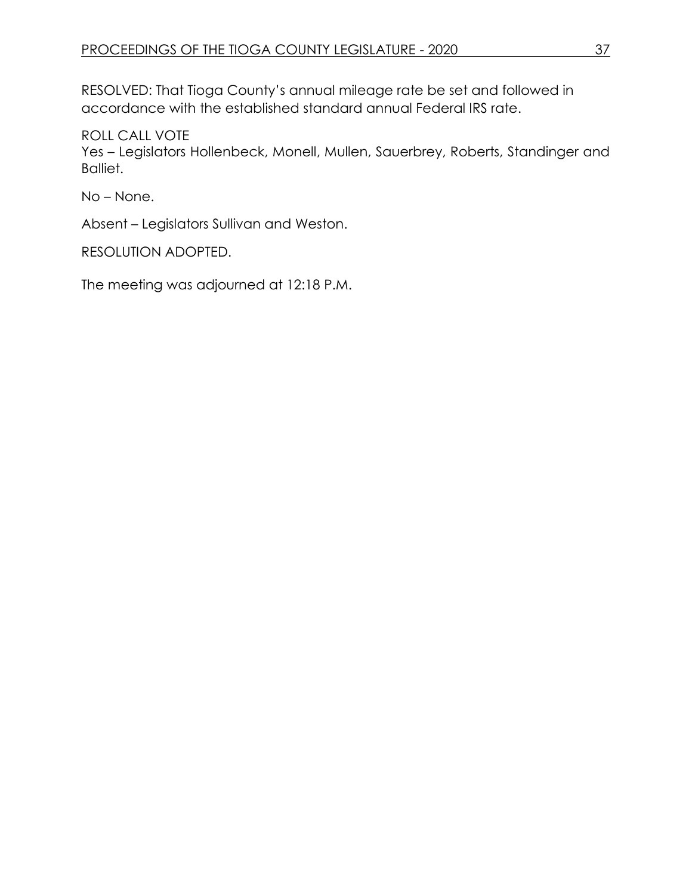RESOLVED: That Tioga County's annual mileage rate be set and followed in accordance with the established standard annual Federal IRS rate.

ROLL CALL VOTE
Yes – Legislators Hollenbeck, Monell, Mullen, Sauerbrey, Roberts, Standinger and Balliet.

No – None.

Absent – Legislators Sullivan and Weston.

RESOLUTION ADOPTED.

The meeting was adjourned at 12:18 P.M.